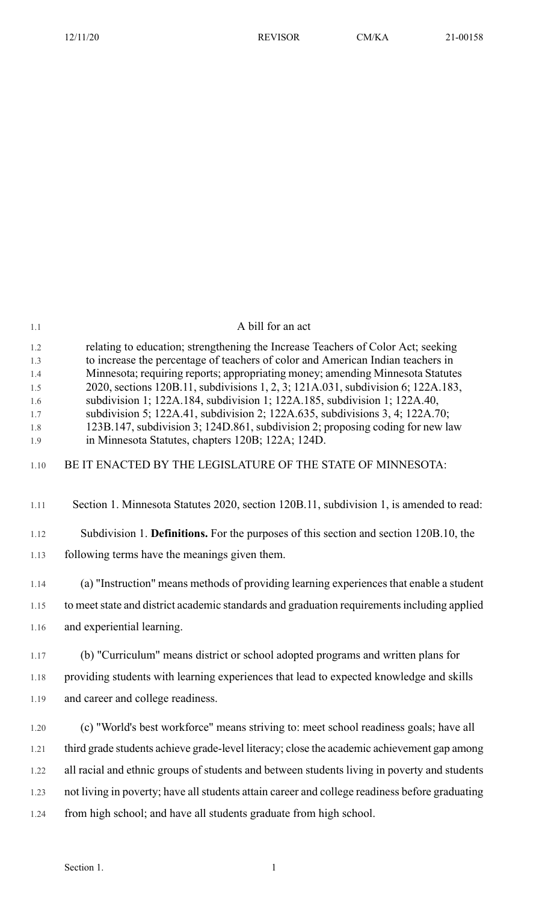A bill for an act

relating to education; strengthening the Increase Teachers of Color Act; seeking to increase the percentage of teachers of color and American Indian teachers in Minnesota; requiring reports; appropriating money; amending Minnesota Statutes 2020, sections 120B.11, subdivisions 1, 2, 3; 121A.031, subdivision 6; 122A.183, subdivision 1; 122A.184, subdivision 1; 122A.185, subdivision 1; 122A.40, subdivision 5; 122A.41, subdivision 2; 122A.635, subdivisions 3, 4; 122A.70; 123B.147, subdivision 3; 124D.861, subdivision 2; proposing coding for new law in Minnesota Statutes, chapters 120B; 122A; 124D.

BE IT ENACTED BY THE LEGISLATURE OF THE STATE OF MINNESOTA:

Section 1. Minnesota Statutes 2020, section 120B.11, subdivision 1, is amended to read:

Subdivision 1. **Definitions.** For the purposes of this section and section 120B.10, the following terms have the meanings given them.

(a) "Instruction" means methods of providing learning experiences that enable a student to meet state and district academic standards and graduation requirements including applied and experiential learning.

(b) "Curriculum" means district or school adopted programs and written plans for providing students with learning experiences that lead to expected knowledge and skills and career and college readiness.

(c) "World's best workforce" means striving to: meet school readiness goals; have all third grade students achieve grade-level literacy; close the academic achievement gap among all racial and ethnic groups of students and between students living in poverty and students not living in poverty; have all students attain career and college readiness before graduating from high school; and have all students graduate from high school.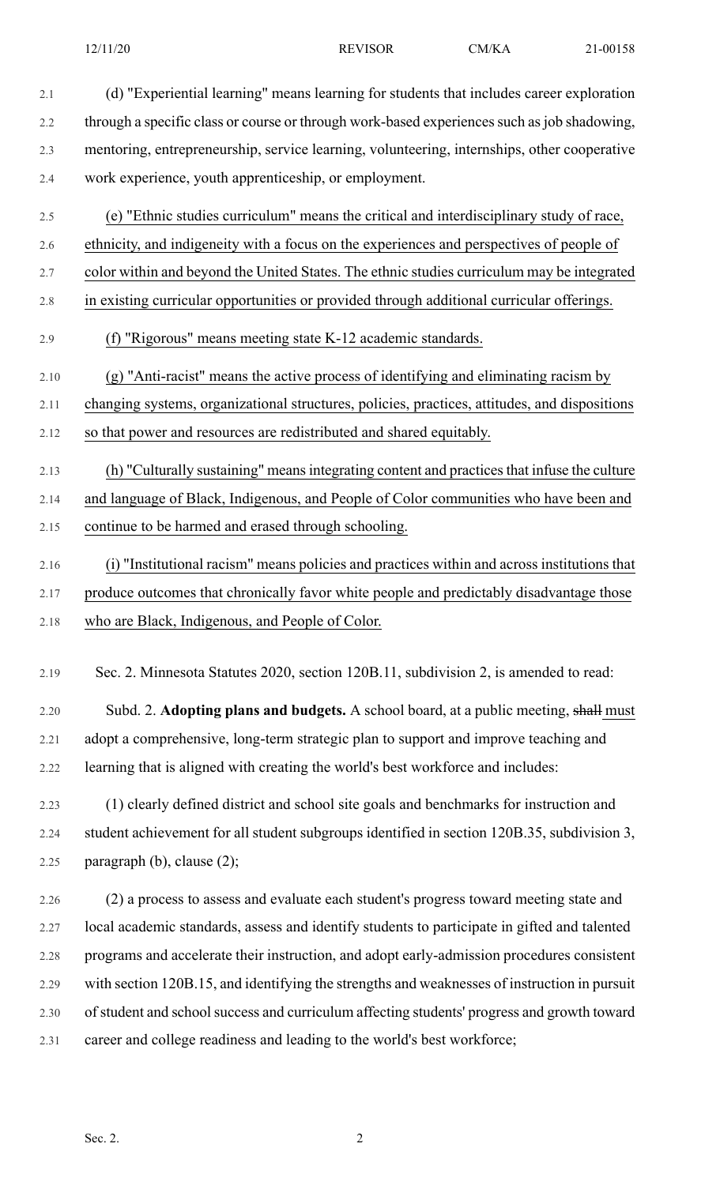(d) "Experiential learning" means learning for students that includes career exploration through a specific class or course or through work-based experiences such as job shadowing, mentoring, entrepreneurship, service learning, volunteering, internships, other cooperative work experience, youth apprenticeship, or employment.

(e) "Ethnic studies curriculum" means the critical and interdisciplinary study of race, ethnicity, and indigeneity with a focus on the experiences and perspectives of people of color within and beyond the United States. The ethnic studies curriculum may be integrated in existing curricular opportunities or provided through additional curricular offerings.

(f) "Rigorous" means meeting state K-12 academic standards.

(g) "Anti-racist" means the active process of identifying and eliminating racism by changing systems, organizational structures, policies, practices, attitudes, and dispositions so that power and resources are redistributed and shared equitably.

(h) "Culturally sustaining" means integrating content and practices that infuse the culture and language of Black, Indigenous, and People of Color communities who have been and continue to be harmed and erased through schooling.

(i) "Institutional racism" means policies and practices within and across institutions that produce outcomes that chronically favor white people and predictably disadvantage those who are Black, Indigenous, and People of Color.

Sec. 2. Minnesota Statutes 2020, section 120B.11, subdivision 2, is amended to read:

Subd. 2. **Adopting plans and budgets.** A school board, at a public meeting, ~~shall~~ must adopt a comprehensive, long-term strategic plan to support and improve teaching and learning that is aligned with creating the world's best workforce and includes:

(1) clearly defined district and school site goals and benchmarks for instruction and student achievement for all student subgroups identified in section 120B.35, subdivision 3, paragraph (b), clause (2);

(2) a process to assess and evaluate each student's progress toward meeting state and local academic standards, assess and identify students to participate in gifted and talented programs and accelerate their instruction, and adopt early-admission procedures consistent with section 120B.15, and identifying the strengths and weaknesses of instruction in pursuit of student and school success and curriculum affecting students' progress and growth toward career and college readiness and leading to the world's best workforce;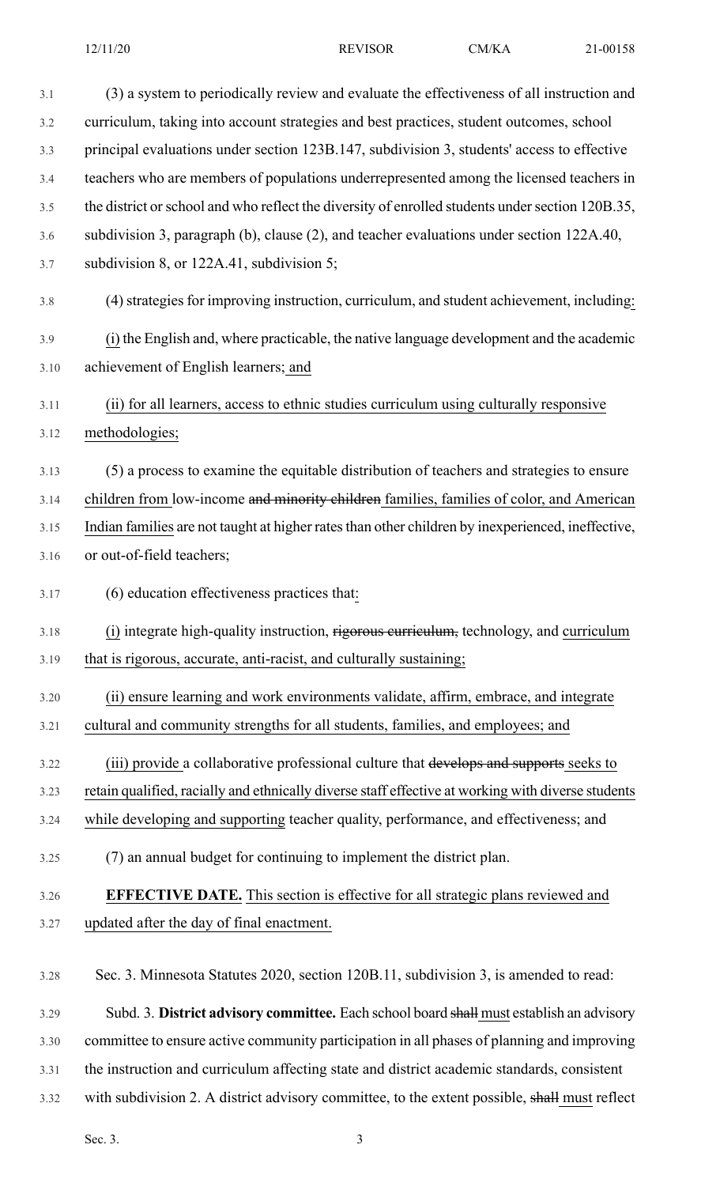(3) a system to periodically review and evaluate the effectiveness of all instruction and curriculum, taking into account strategies and best practices, student outcomes, school principal evaluations under section 123B.147, subdivision 3, students' access to effective teachers who are members of populations underrepresented among the licensed teachers in the district or school and who reflect the diversity of enrolled students under section 120B.35, subdivision 3, paragraph (b), clause (2), and teacher evaluations under section 122A.40, subdivision 8, or 122A.41, subdivision 5;

(4) strategies for improving instruction, curriculum, and student achievement, including:

(i) the English and, where practicable, the native language development and the academic achievement of English learners; and

(ii) for all learners, access to ethnic studies curriculum using culturally responsive methodologies;

(5) a process to examine the equitable distribution of teachers and strategies to ensure children from low-income ~~and minority children~~ families, families of color, and American Indian families are not taught at higher rates than other children by inexperienced, ineffective, or out-of-field teachers;

(6) education effectiveness practices that:

(i) integrate high-quality instruction, ~~rigorous curriculum,~~ technology, and curriculum that is rigorous, accurate, anti-racist, and culturally sustaining;

(ii) ensure learning and work environments validate, affirm, embrace, and integrate cultural and community strengths for all students, families, and employees; and

(iii) provide a collaborative professional culture that ~~develops and supports~~ seeks to retain qualified, racially and ethnically diverse staff effective at working with diverse students while developing and supporting teacher quality, performance, and effectiveness; and

(7) an annual budget for continuing to implement the district plan.

**EFFECTIVE DATE.** This section is effective for all strategic plans reviewed and updated after the day of final enactment.

Sec. 3. Minnesota Statutes 2020, section 120B.11, subdivision 3, is amended to read:

Subd. 3. **District advisory committee.** Each school board ~~shall~~ must establish an advisory committee to ensure active community participation in all phases of planning and improving the instruction and curriculum affecting state and district academic standards, consistent with subdivision 2. A district advisory committee, to the extent possible, ~~shall~~ must reflect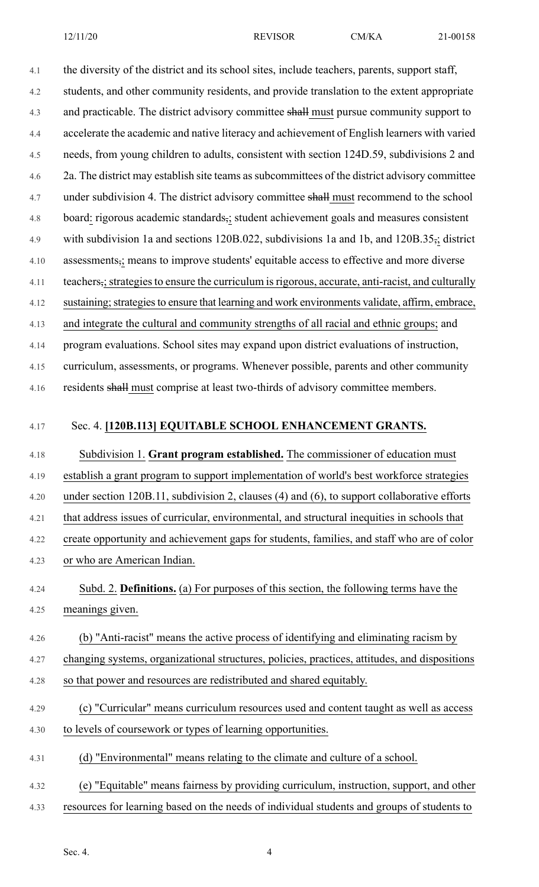the diversity of the district and its school sites, include teachers, parents, support staff, students, and other community residents, and provide translation to the extent appropriate and practicable. The district advisory committee ~~shall~~ must pursue community support to accelerate the academic and native literacy and achievement of English learners with varied needs, from young children to adults, consistent with section 124D.59, subdivisions 2 and 2a. The district may establish site teams as subcommittees of the district advisory committee under subdivision 4. The district advisory committee ~~shall~~ must recommend to the school board: rigorous academic standards~~,~~; student achievement goals and measures consistent with subdivision 1a and sections 120B.022, subdivisions 1a and 1b, and 120B.35~~,~~; district assessments~~,~~; means to improve students' equitable access to effective and more diverse teachers~~,~~; strategies to ensure the curriculum is rigorous, accurate, anti-racist, and culturally sustaining; strategies to ensure that learning and work environments validate, affirm, embrace, and integrate the cultural and community strengths of all racial and ethnic groups; and program evaluations. School sites may expand upon district evaluations of instruction, curriculum, assessments, or programs. Whenever possible, parents and other community residents ~~shall~~ must comprise at least two-thirds of advisory committee members.

Sec. 4. **[120B.113] EQUITABLE SCHOOL ENHANCEMENT GRANTS.**

Subdivision 1. **Grant program established.** The commissioner of education must establish a grant program to support implementation of world's best workforce strategies under section 120B.11, subdivision 2, clauses (4) and (6), to support collaborative efforts that address issues of curricular, environmental, and structural inequities in schools that create opportunity and achievement gaps for students, families, and staff who are of color or who are American Indian.

Subd. 2. **Definitions.** (a) For purposes of this section, the following terms have the meanings given.

(b) "Anti-racist" means the active process of identifying and eliminating racism by changing systems, organizational structures, policies, practices, attitudes, and dispositions so that power and resources are redistributed and shared equitably.

(c) "Curricular" means curriculum resources used and content taught as well as access to levels of coursework or types of learning opportunities.

(d) "Environmental" means relating to the climate and culture of a school.

(e) "Equitable" means fairness by providing curriculum, instruction, support, and other resources for learning based on the needs of individual students and groups of students to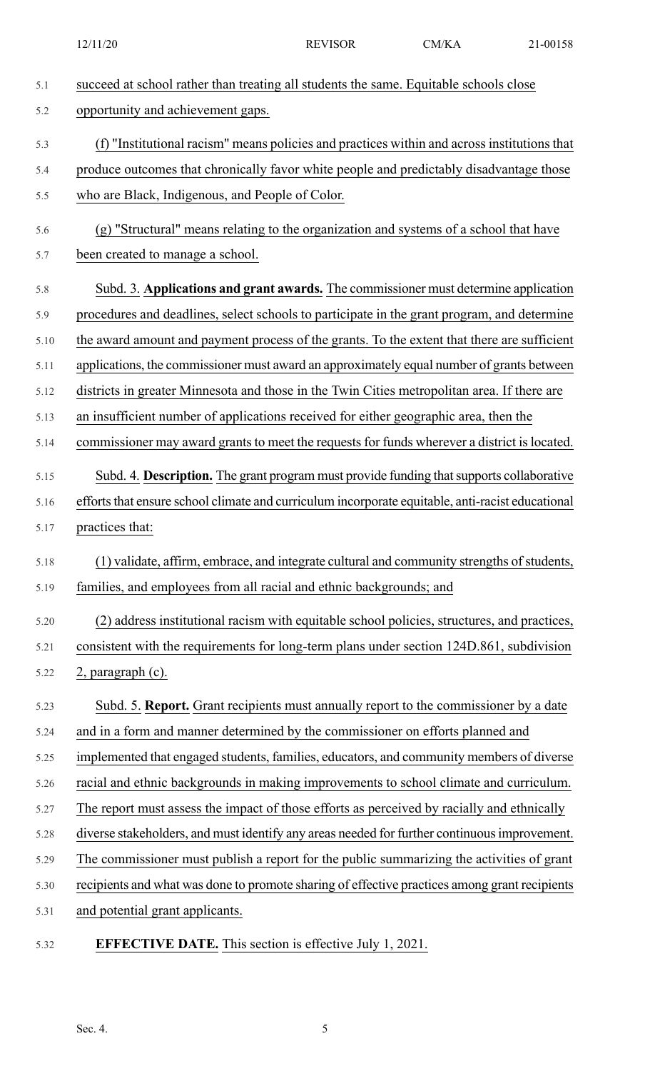succeed at school rather than treating all students the same. Equitable schools close opportunity and achievement gaps.

(f) "Institutional racism" means policies and practices within and across institutions that produce outcomes that chronically favor white people and predictably disadvantage those who are Black, Indigenous, and People of Color.

(g) "Structural" means relating to the organization and systems of a school that have been created to manage a school.

Subd. 3. **Applications and grant awards.** The commissioner must determine application procedures and deadlines, select schools to participate in the grant program, and determine the award amount and payment process of the grants. To the extent that there are sufficient applications, the commissioner must award an approximately equal number of grants between districts in greater Minnesota and those in the Twin Cities metropolitan area. If there are an insufficient number of applications received for either geographic area, then the commissioner may award grants to meet the requests for funds wherever a district is located.

Subd. 4. **Description.** The grant program must provide funding that supports collaborative efforts that ensure school climate and curriculum incorporate equitable, anti-racist educational practices that:

(1) validate, affirm, embrace, and integrate cultural and community strengths of students, families, and employees from all racial and ethnic backgrounds; and

(2) address institutional racism with equitable school policies, structures, and practices, consistent with the requirements for long-term plans under section 124D.861, subdivision 2, paragraph (c).

Subd. 5. **Report.** Grant recipients must annually report to the commissioner by a date and in a form and manner determined by the commissioner on efforts planned and implemented that engaged students, families, educators, and community members of diverse racial and ethnic backgrounds in making improvements to school climate and curriculum. The report must assess the impact of those efforts as perceived by racially and ethnically diverse stakeholders, and must identify any areas needed for further continuous improvement. The commissioner must publish a report for the public summarizing the activities of grant recipients and what was done to promote sharing of effective practices among grant recipients and potential grant applicants.

**EFFECTIVE DATE.** This section is effective July 1, 2021.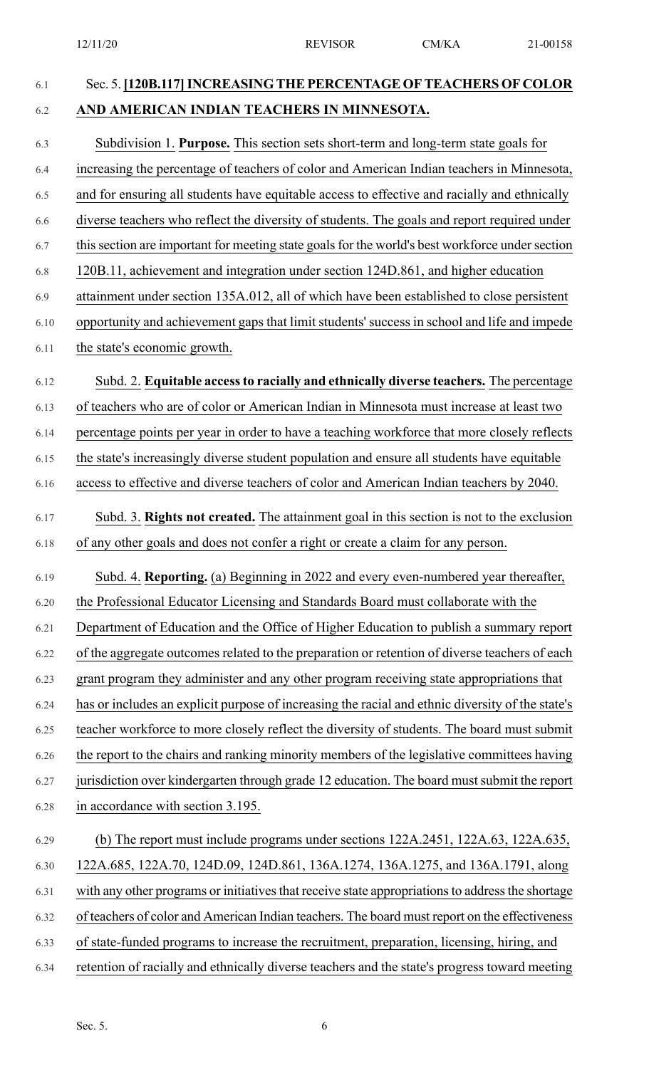Sec. 5. **[120B.117] INCREASING THE PERCENTAGE OF TEACHERS OF COLOR AND AMERICAN INDIAN TEACHERS IN MINNESOTA.**

Subdivision 1. **Purpose.** This section sets short-term and long-term state goals for increasing the percentage of teachers of color and American Indian teachers in Minnesota, and for ensuring all students have equitable access to effective and racially and ethnically diverse teachers who reflect the diversity of students. The goals and report required under this section are important for meeting state goals for the world's best workforce under section 120B.11, achievement and integration under section 124D.861, and higher education attainment under section 135A.012, all of which have been established to close persistent opportunity and achievement gaps that limit students' success in school and life and impede the state's economic growth.

Subd. 2. **Equitable access to racially and ethnically diverse teachers.** The percentage of teachers who are of color or American Indian in Minnesota must increase at least two percentage points per year in order to have a teaching workforce that more closely reflects the state's increasingly diverse student population and ensure all students have equitable access to effective and diverse teachers of color and American Indian teachers by 2040.

Subd. 3. **Rights not created.** The attainment goal in this section is not to the exclusion of any other goals and does not confer a right or create a claim for any person.

Subd. 4. **Reporting.** (a) Beginning in 2022 and every even-numbered year thereafter, the Professional Educator Licensing and Standards Board must collaborate with the Department of Education and the Office of Higher Education to publish a summary report of the aggregate outcomes related to the preparation or retention of diverse teachers of each grant program they administer and any other program receiving state appropriations that has or includes an explicit purpose of increasing the racial and ethnic diversity of the state's teacher workforce to more closely reflect the diversity of students. The board must submit the report to the chairs and ranking minority members of the legislative committees having jurisdiction over kindergarten through grade 12 education. The board must submit the report in accordance with section 3.195.

(b) The report must include programs under sections 122A.2451, 122A.63, 122A.635, 122A.685, 122A.70, 124D.09, 124D.861, 136A.1274, 136A.1275, and 136A.1791, along with any other programs or initiatives that receive state appropriations to address the shortage of teachers of color and American Indian teachers. The board must report on the effectiveness of state-funded programs to increase the recruitment, preparation, licensing, hiring, and retention of racially and ethnically diverse teachers and the state's progress toward meeting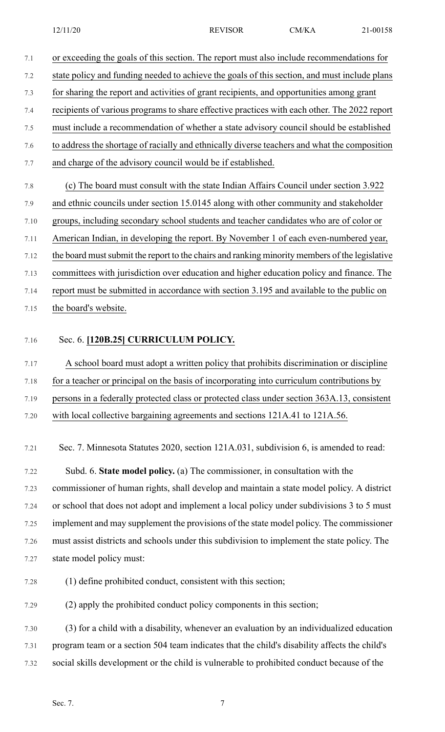or exceeding the goals of this section. The report must also include recommendations for state policy and funding needed to achieve the goals of this section, and must include plans for sharing the report and activities of grant recipients, and opportunities among grant recipients of various programs to share effective practices with each other. The 2022 report must include a recommendation of whether a state advisory council should be established to address the shortage of racially and ethnically diverse teachers and what the composition and charge of the advisory council would be if established.

(c) The board must consult with the state Indian Affairs Council under section 3.922 and ethnic councils under section 15.0145 along with other community and stakeholder groups, including secondary school students and teacher candidates who are of color or American Indian, in developing the report. By November 1 of each even-numbered year, the board must submit the report to the chairs and ranking minority members of the legislative committees with jurisdiction over education and higher education policy and finance. The report must be submitted in accordance with section 3.195 and available to the public on the board's website.

Sec. 6. **[120B.25] CURRICULUM POLICY.**

A school board must adopt a written policy that prohibits discrimination or discipline for a teacher or principal on the basis of incorporating into curriculum contributions by persons in a federally protected class or protected class under section 363A.13, consistent with local collective bargaining agreements and sections 121A.41 to 121A.56.

Sec. 7. Minnesota Statutes 2020, section 121A.031, subdivision 6, is amended to read:

Subd. 6. **State model policy.** (a) The commissioner, in consultation with the commissioner of human rights, shall develop and maintain a state model policy. A district or school that does not adopt and implement a local policy under subdivisions 3 to 5 must implement and may supplement the provisions of the state model policy. The commissioner must assist districts and schools under this subdivision to implement the state policy. The state model policy must:

(1) define prohibited conduct, consistent with this section;

(2) apply the prohibited conduct policy components in this section;

(3) for a child with a disability, whenever an evaluation by an individualized education program team or a section 504 team indicates that the child's disability affects the child's social skills development or the child is vulnerable to prohibited conduct because of the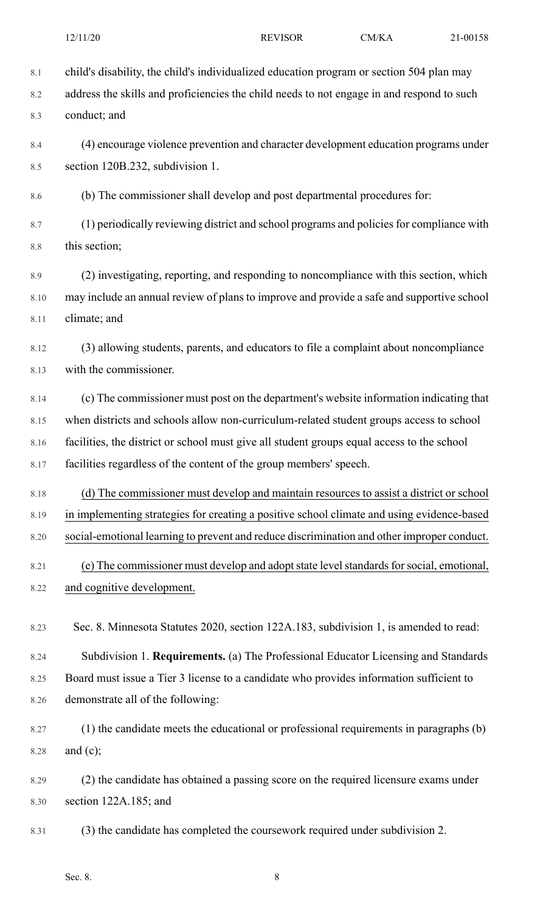child's disability, the child's individualized education program or section 504 plan may address the skills and proficiencies the child needs to not engage in and respond to such conduct; and

(4) encourage violence prevention and character development education programs under section 120B.232, subdivision 1.

(b) The commissioner shall develop and post departmental procedures for:

(1) periodically reviewing district and school programs and policies for compliance with this section;

(2) investigating, reporting, and responding to noncompliance with this section, which may include an annual review of plans to improve and provide a safe and supportive school climate; and

(3) allowing students, parents, and educators to file a complaint about noncompliance with the commissioner.

(c) The commissioner must post on the department's website information indicating that when districts and schools allow non-curriculum-related student groups access to school facilities, the district or school must give all student groups equal access to the school facilities regardless of the content of the group members' speech.

<u>(d) The commissioner must develop and maintain resources to assist a district or school in implementing strategies for creating a positive school climate and using evidence-based social-emotional learning to prevent and reduce discrimination and other improper conduct.</u>

<u>(e) The commissioner must develop and adopt state level standards for social, emotional, and cognitive development.</u>

Sec. 8. Minnesota Statutes 2020, section 122A.183, subdivision 1, is amended to read:

Subdivision 1. **Requirements.** (a) The Professional Educator Licensing and Standards Board must issue a Tier 3 license to a candidate who provides information sufficient to demonstrate all of the following:

(1) the candidate meets the educational or professional requirements in paragraphs (b) and (c);

(2) the candidate has obtained a passing score on the required licensure exams under section 122A.185; and

(3) the candidate has completed the coursework required under subdivision 2.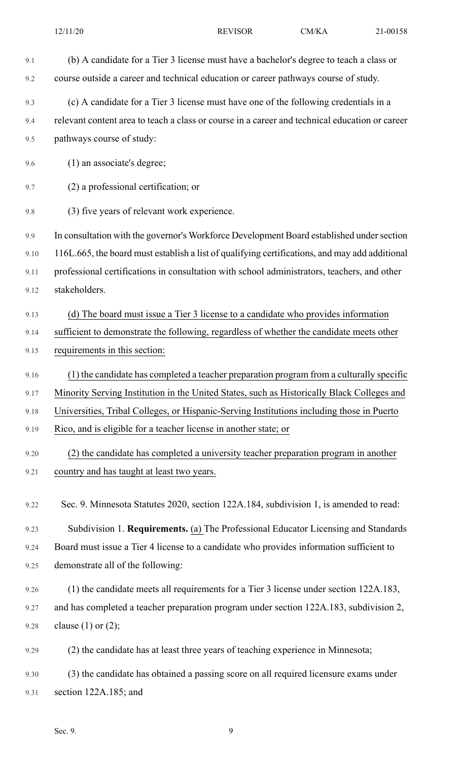(b) A candidate for a Tier 3 license must have a bachelor's degree to teach a class or course outside a career and technical education or career pathways course of study.

(c) A candidate for a Tier 3 license must have one of the following credentials in a relevant content area to teach a class or course in a career and technical education or career pathways course of study:

(1) an associate's degree;

(2) a professional certification; or

(3) five years of relevant work experience.

In consultation with the governor's Workforce Development Board established under section 116L.665, the board must establish a list of qualifying certifications, and may add additional professional certifications in consultation with school administrators, teachers, and other stakeholders.

(d) The board must issue a Tier 3 license to a candidate who provides information sufficient to demonstrate the following, regardless of whether the candidate meets other requirements in this section:

(1) the candidate has completed a teacher preparation program from a culturally specific Minority Serving Institution in the United States, such as Historically Black Colleges and Universities, Tribal Colleges, or Hispanic-Serving Institutions including those in Puerto Rico, and is eligible for a teacher license in another state; or

(2) the candidate has completed a university teacher preparation program in another country and has taught at least two years.

Sec. 9. Minnesota Statutes 2020, section 122A.184, subdivision 1, is amended to read:

Subdivision 1. **Requirements.** (a) The Professional Educator Licensing and Standards Board must issue a Tier 4 license to a candidate who provides information sufficient to demonstrate all of the following:

(1) the candidate meets all requirements for a Tier 3 license under section 122A.183, and has completed a teacher preparation program under section 122A.183, subdivision 2, clause (1) or (2);

(2) the candidate has at least three years of teaching experience in Minnesota;

(3) the candidate has obtained a passing score on all required licensure exams under section 122A.185; and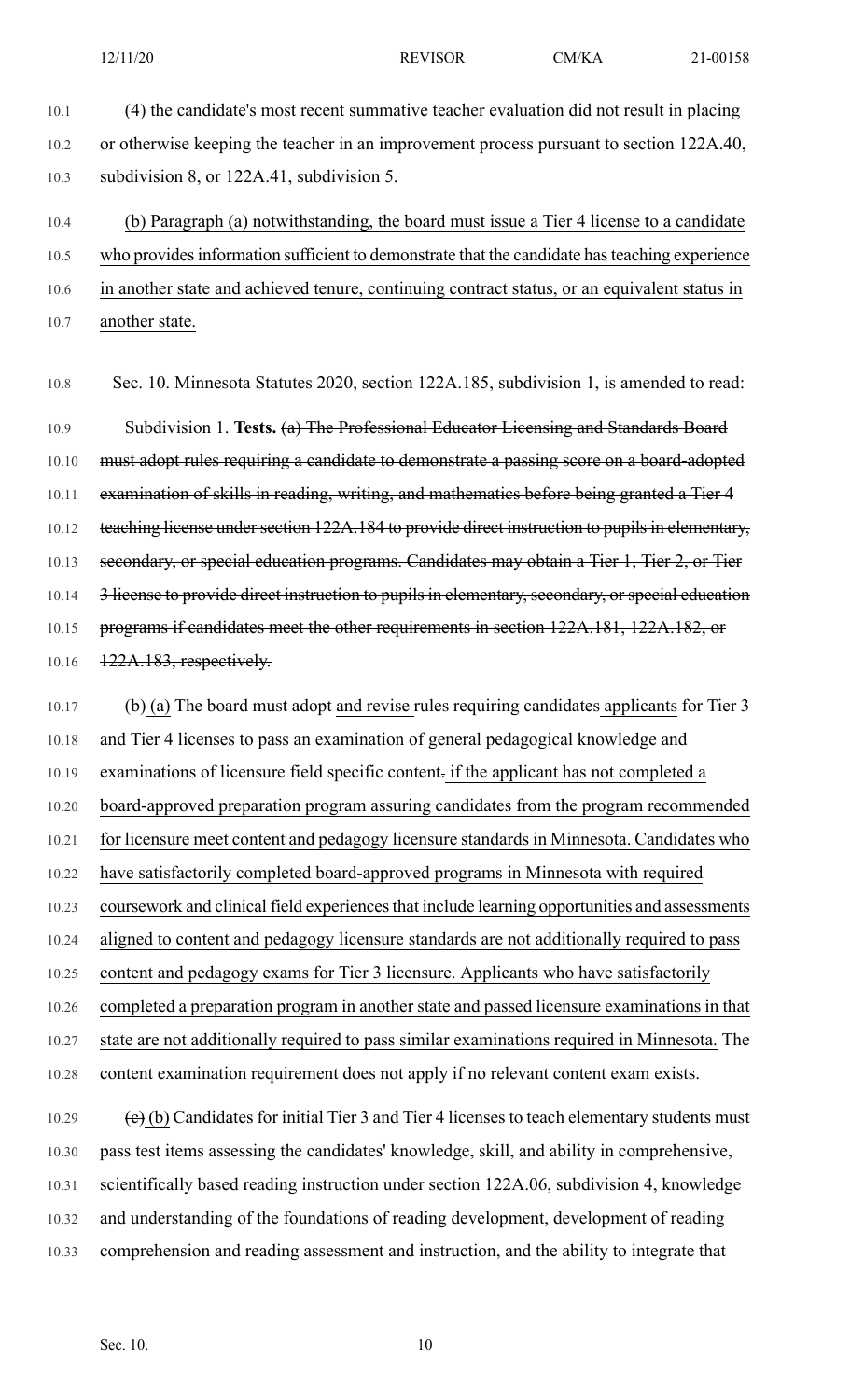(4) the candidate's most recent summative teacher evaluation did not result in placing or otherwise keeping the teacher in an improvement process pursuant to section 122A.40, subdivision 8, or 122A.41, subdivision 5.

(b) Paragraph (a) notwithstanding, the board must issue a Tier 4 license to a candidate who provides information sufficient to demonstrate that the candidate has teaching experience in another state and achieved tenure, continuing contract status, or an equivalent status in another state.

Sec. 10. Minnesota Statutes 2020, section 122A.185, subdivision 1, is amended to read:

Subdivision 1. **Tests.** ~~(a) The Professional Educator Licensing and Standards Board must adopt rules requiring a candidate to demonstrate a passing score on a board-adopted examination of skills in reading, writing, and mathematics before being granted a Tier 4 teaching license under section 122A.184 to provide direct instruction to pupils in elementary, secondary, or special education programs. Candidates may obtain a Tier 1, Tier 2, or Tier 3 license to provide direct instruction to pupils in elementary, secondary, or special education programs if candidates meet the other requirements in section 122A.181, 122A.182, or 122A.183, respectively.~~

~~(b)~~ (a) The board must adopt and revise rules requiring ~~candidates~~ applicants for Tier 3 and Tier 4 licenses to pass an examination of general pedagogical knowledge and examinations of licensure field specific content~~.~~ if the applicant has not completed a board-approved preparation program assuring candidates from the program recommended for licensure meet content and pedagogy licensure standards in Minnesota. Candidates who have satisfactorily completed board-approved programs in Minnesota with required coursework and clinical field experiences that include learning opportunities and assessments aligned to content and pedagogy licensure standards are not additionally required to pass content and pedagogy exams for Tier 3 licensure. Applicants who have satisfactorily completed a preparation program in another state and passed licensure examinations in that state are not additionally required to pass similar examinations required in Minnesota. The content examination requirement does not apply if no relevant content exam exists.

~~(c)~~ (b) Candidates for initial Tier 3 and Tier 4 licenses to teach elementary students must pass test items assessing the candidates' knowledge, skill, and ability in comprehensive, scientifically based reading instruction under section 122A.06, subdivision 4, knowledge and understanding of the foundations of reading development, development of reading comprehension and reading assessment and instruction, and the ability to integrate that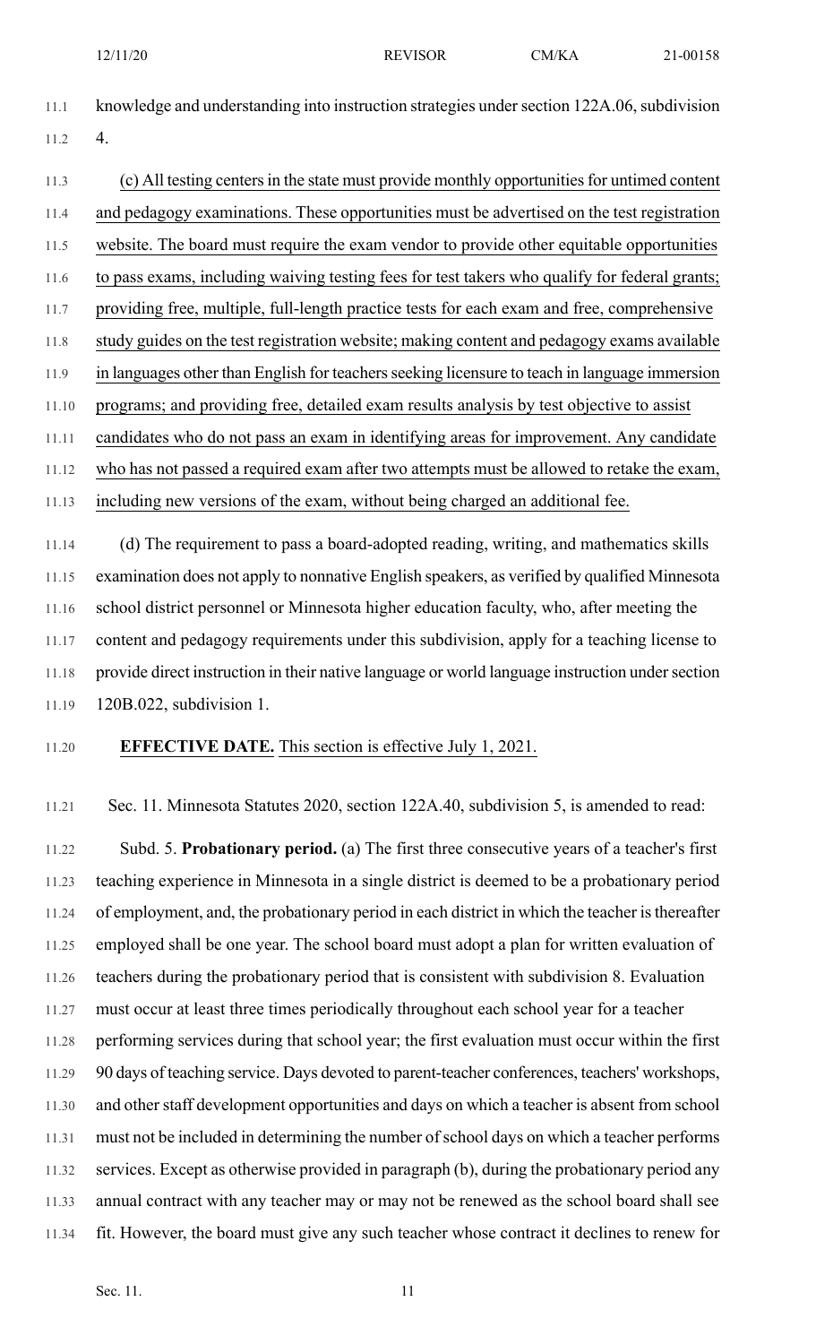knowledge and understanding into instruction strategies under section 122A.06, subdivision 4.

(c) All testing centers in the state must provide monthly opportunities for untimed content and pedagogy examinations. These opportunities must be advertised on the test registration website. The board must require the exam vendor to provide other equitable opportunities to pass exams, including waiving testing fees for test takers who qualify for federal grants; providing free, multiple, full-length practice tests for each exam and free, comprehensive study guides on the test registration website; making content and pedagogy exams available in languages other than English for teachers seeking licensure to teach in language immersion programs; and providing free, detailed exam results analysis by test objective to assist candidates who do not pass an exam in identifying areas for improvement. Any candidate who has not passed a required exam after two attempts must be allowed to retake the exam, including new versions of the exam, without being charged an additional fee.

(d) The requirement to pass a board-adopted reading, writing, and mathematics skills examination does not apply to nonnative English speakers, as verified by qualified Minnesota school district personnel or Minnesota higher education faculty, who, after meeting the content and pedagogy requirements under this subdivision, apply for a teaching license to provide direct instruction in their native language or world language instruction under section 120B.022, subdivision 1.

**EFFECTIVE DATE.** This section is effective July 1, 2021.

Sec. 11. Minnesota Statutes 2020, section 122A.40, subdivision 5, is amended to read:

Subd. 5. **Probationary period.** (a) The first three consecutive years of a teacher's first teaching experience in Minnesota in a single district is deemed to be a probationary period of employment, and, the probationary period in each district in which the teacher is thereafter employed shall be one year. The school board must adopt a plan for written evaluation of teachers during the probationary period that is consistent with subdivision 8. Evaluation must occur at least three times periodically throughout each school year for a teacher performing services during that school year; the first evaluation must occur within the first 90 days of teaching service. Days devoted to parent-teacher conferences, teachers' workshops, and other staff development opportunities and days on which a teacher is absent from school must not be included in determining the number of school days on which a teacher performs services. Except as otherwise provided in paragraph (b), during the probationary period any annual contract with any teacher may or may not be renewed as the school board shall see fit. However, the board must give any such teacher whose contract it declines to renew for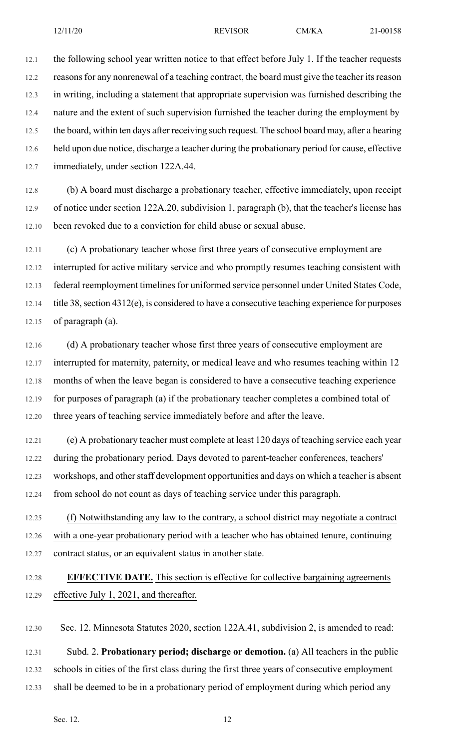the following school year written notice to that effect before July 1. If the teacher requests reasons for any nonrenewal of a teaching contract, the board must give the teacher its reason in writing, including a statement that appropriate supervision was furnished describing the nature and the extent of such supervision furnished the teacher during the employment by the board, within ten days after receiving such request. The school board may, after a hearing held upon due notice, discharge a teacher during the probationary period for cause, effective immediately, under section 122A.44.

(b) A board must discharge a probationary teacher, effective immediately, upon receipt of notice under section 122A.20, subdivision 1, paragraph (b), that the teacher's license has been revoked due to a conviction for child abuse or sexual abuse.

(c) A probationary teacher whose first three years of consecutive employment are interrupted for active military service and who promptly resumes teaching consistent with federal reemployment timelines for uniformed service personnel under United States Code, title 38, section 4312(e), is considered to have a consecutive teaching experience for purposes of paragraph (a).

(d) A probationary teacher whose first three years of consecutive employment are interrupted for maternity, paternity, or medical leave and who resumes teaching within 12 months of when the leave began is considered to have a consecutive teaching experience for purposes of paragraph (a) if the probationary teacher completes a combined total of three years of teaching service immediately before and after the leave.

(e) A probationary teacher must complete at least 120 days of teaching service each year during the probationary period. Days devoted to parent-teacher conferences, teachers' workshops, and other staff development opportunities and days on which a teacher is absent from school do not count as days of teaching service under this paragraph.

(f) Notwithstanding any law to the contrary, a school district may negotiate a contract with a one-year probationary period with a teacher who has obtained tenure, continuing contract status, or an equivalent status in another state.

**EFFECTIVE DATE.** This section is effective for collective bargaining agreements effective July 1, 2021, and thereafter.

Sec. 12. Minnesota Statutes 2020, section 122A.41, subdivision 2, is amended to read:

Subd. 2. **Probationary period; discharge or demotion.** (a) All teachers in the public schools in cities of the first class during the first three years of consecutive employment shall be deemed to be in a probationary period of employment during which period any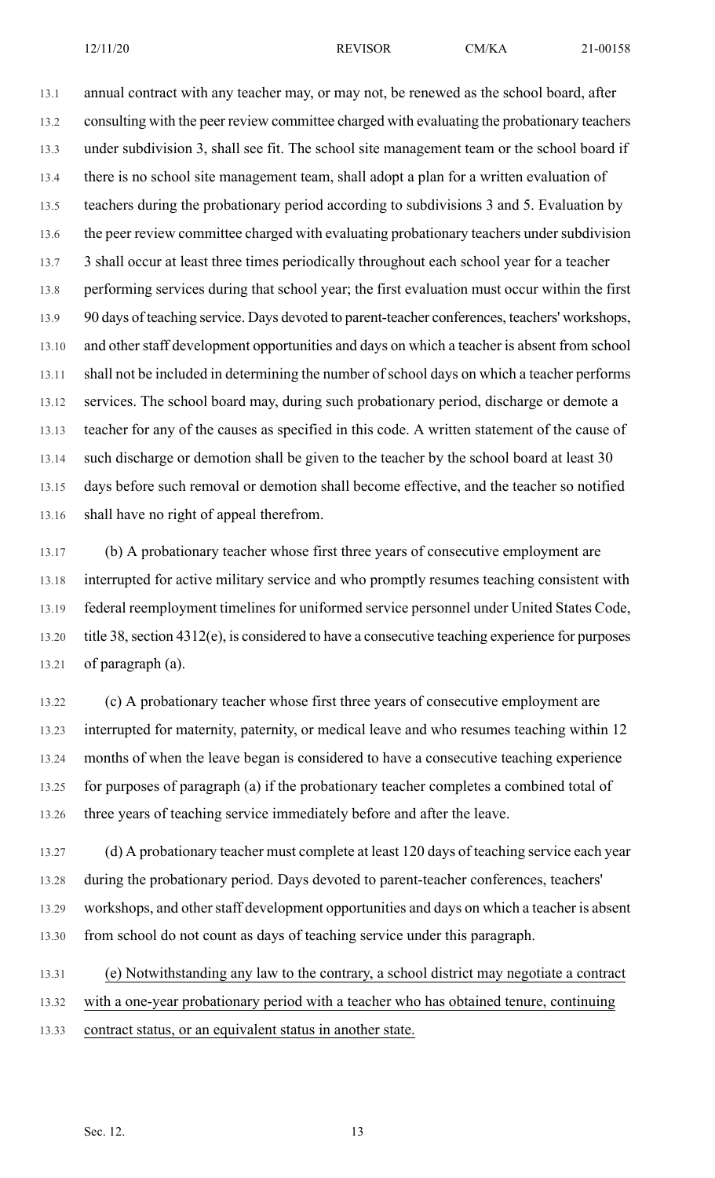annual contract with any teacher may, or may not, be renewed as the school board, after consulting with the peer review committee charged with evaluating the probationary teachers under subdivision 3, shall see fit. The school site management team or the school board if there is no school site management team, shall adopt a plan for a written evaluation of teachers during the probationary period according to subdivisions 3 and 5. Evaluation by the peer review committee charged with evaluating probationary teachers under subdivision 3 shall occur at least three times periodically throughout each school year for a teacher performing services during that school year; the first evaluation must occur within the first 90 days of teaching service. Days devoted to parent-teacher conferences, teachers' workshops, and other staff development opportunities and days on which a teacher is absent from school shall not be included in determining the number of school days on which a teacher performs services. The school board may, during such probationary period, discharge or demote a teacher for any of the causes as specified in this code. A written statement of the cause of such discharge or demotion shall be given to the teacher by the school board at least 30 days before such removal or demotion shall become effective, and the teacher so notified shall have no right of appeal therefrom.

(b) A probationary teacher whose first three years of consecutive employment are interrupted for active military service and who promptly resumes teaching consistent with federal reemployment timelines for uniformed service personnel under United States Code, title 38, section 4312(e), is considered to have a consecutive teaching experience for purposes of paragraph (a).

(c) A probationary teacher whose first three years of consecutive employment are interrupted for maternity, paternity, or medical leave and who resumes teaching within 12 months of when the leave began is considered to have a consecutive teaching experience for purposes of paragraph (a) if the probationary teacher completes a combined total of three years of teaching service immediately before and after the leave.

(d) A probationary teacher must complete at least 120 days of teaching service each year during the probationary period. Days devoted to parent-teacher conferences, teachers' workshops, and other staff development opportunities and days on which a teacher is absent from school do not count as days of teaching service under this paragraph.

<u>(e) Notwithstanding any law to the contrary, a school district may negotiate a contract with a one-year probationary period with a teacher who has obtained tenure, continuing contract status, or an equivalent status in another state.</u>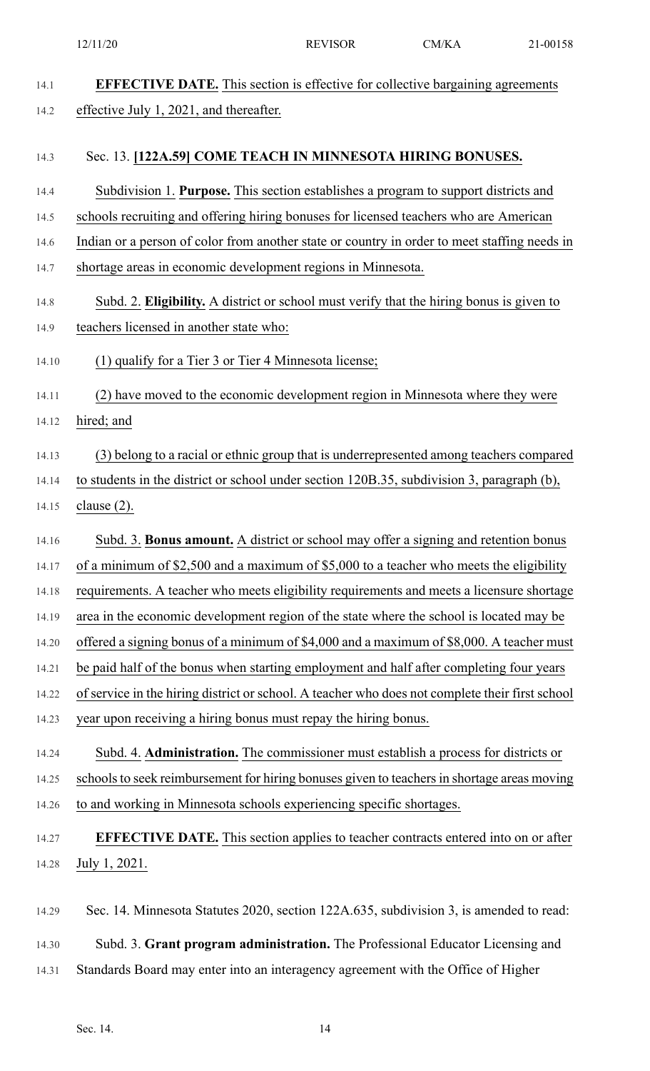**EFFECTIVE DATE.** This section is effective for collective bargaining agreements effective July 1, 2021, and thereafter.

Sec. 13. **[122A.59] COME TEACH IN MINNESOTA HIRING BONUSES.**

Subdivision 1. **Purpose.** This section establishes a program to support districts and schools recruiting and offering hiring bonuses for licensed teachers who are American Indian or a person of color from another state or country in order to meet staffing needs in shortage areas in economic development regions in Minnesota.

Subd. 2. **Eligibility.** A district or school must verify that the hiring bonus is given to teachers licensed in another state who:

(1) qualify for a Tier 3 or Tier 4 Minnesota license;

(2) have moved to the economic development region in Minnesota where they were hired; and

(3) belong to a racial or ethnic group that is underrepresented among teachers compared to students in the district or school under section 120B.35, subdivision 3, paragraph (b), clause (2).

Subd. 3. **Bonus amount.** A district or school may offer a signing and retention bonus of a minimum of $2,500 and a maximum of $5,000 to a teacher who meets the eligibility requirements. A teacher who meets eligibility requirements and meets a licensure shortage area in the economic development region of the state where the school is located may be offered a signing bonus of a minimum of $4,000 and a maximum of $8,000. A teacher must be paid half of the bonus when starting employment and half after completing four years of service in the hiring district or school. A teacher who does not complete their first school year upon receiving a hiring bonus must repay the hiring bonus.

Subd. 4. **Administration.** The commissioner must establish a process for districts or schools to seek reimbursement for hiring bonuses given to teachers in shortage areas moving to and working in Minnesota schools experiencing specific shortages.

**EFFECTIVE DATE.** This section applies to teacher contracts entered into on or after July 1, 2021.

Sec. 14. Minnesota Statutes 2020, section 122A.635, subdivision 3, is amended to read:

Subd. 3. **Grant program administration.** The Professional Educator Licensing and Standards Board may enter into an interagency agreement with the Office of Higher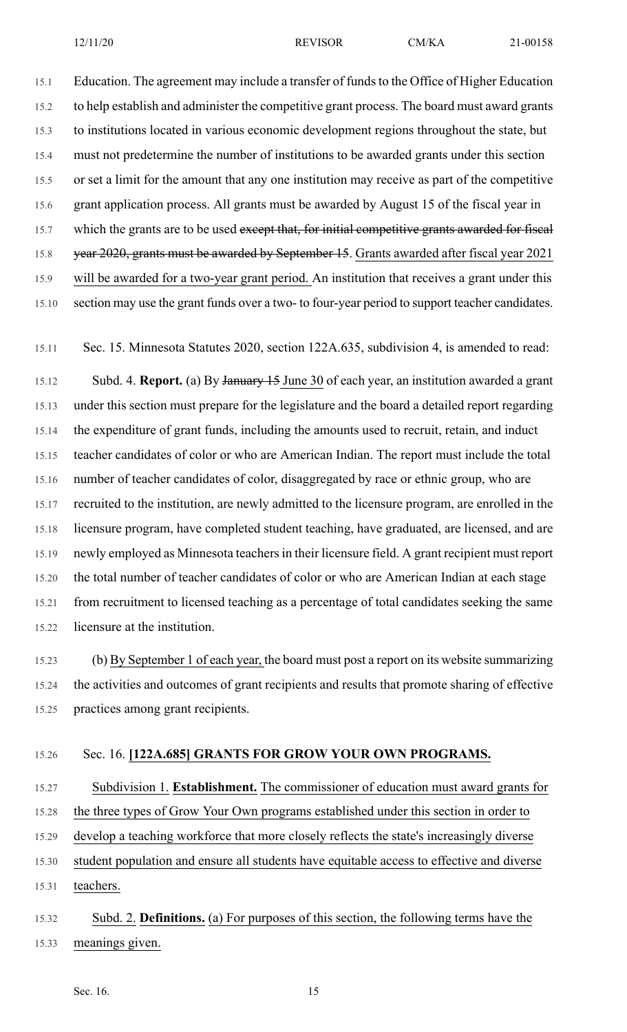Education. The agreement may include a transfer of funds to the Office of Higher Education to help establish and administer the competitive grant process. The board must award grants to institutions located in various economic development regions throughout the state, but must not predetermine the number of institutions to be awarded grants under this section or set a limit for the amount that any one institution may receive as part of the competitive grant application process. All grants must be awarded by August 15 of the fiscal year in which the grants are to be used ~~except that, for initial competitive grants awarded for fiscal year 2020, grants must be awarded by September 15~~. Grants awarded after fiscal year 2021 will be awarded for a two-year grant period. An institution that receives a grant under this section may use the grant funds over a two- to four-year period to support teacher candidates.

Sec. 15. Minnesota Statutes 2020, section 122A.635, subdivision 4, is amended to read:

Subd. 4. **Report.** (a) By ~~January 15~~ June 30 of each year, an institution awarded a grant under this section must prepare for the legislature and the board a detailed report regarding the expenditure of grant funds, including the amounts used to recruit, retain, and induct teacher candidates of color or who are American Indian. The report must include the total number of teacher candidates of color, disaggregated by race or ethnic group, who are recruited to the institution, are newly admitted to the licensure program, are enrolled in the licensure program, have completed student teaching, have graduated, are licensed, and are newly employed as Minnesota teachers in their licensure field. A grant recipient must report the total number of teacher candidates of color or who are American Indian at each stage from recruitment to licensed teaching as a percentage of total candidates seeking the same licensure at the institution.

(b) By September 1 of each year, the board must post a report on its website summarizing the activities and outcomes of grant recipients and results that promote sharing of effective practices among grant recipients.

Sec. 16. **[122A.685] GRANTS FOR GROW YOUR OWN PROGRAMS.**

Subdivision 1. **Establishment.** The commissioner of education must award grants for the three types of Grow Your Own programs established under this section in order to develop a teaching workforce that more closely reflects the state's increasingly diverse student population and ensure all students have equitable access to effective and diverse teachers.

Subd. 2. **Definitions.** (a) For purposes of this section, the following terms have the meanings given.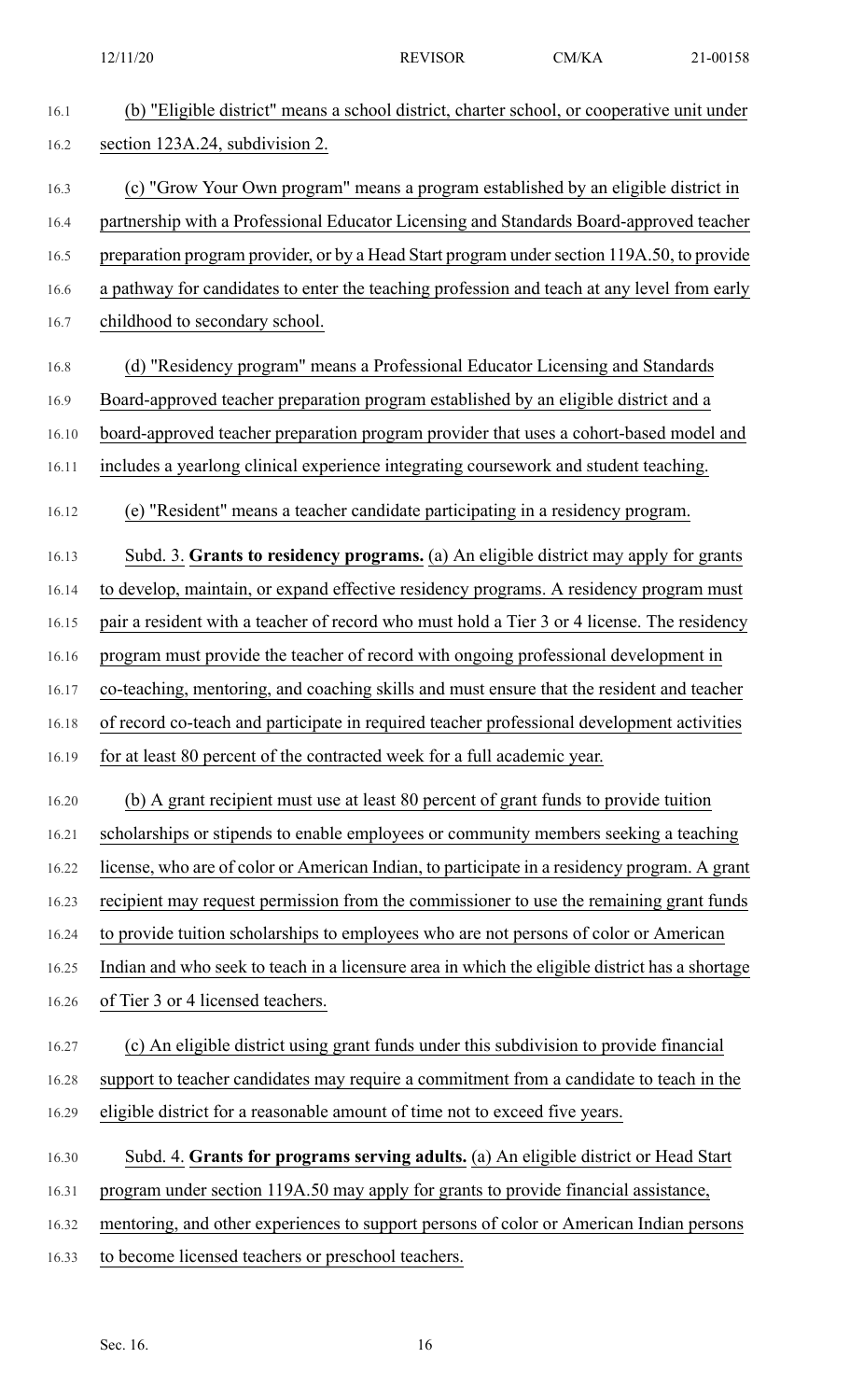(b) "Eligible district" means a school district, charter school, or cooperative unit under section 123A.24, subdivision 2.

(c) "Grow Your Own program" means a program established by an eligible district in partnership with a Professional Educator Licensing and Standards Board-approved teacher preparation program provider, or by a Head Start program under section 119A.50, to provide a pathway for candidates to enter the teaching profession and teach at any level from early childhood to secondary school.

(d) "Residency program" means a Professional Educator Licensing and Standards Board-approved teacher preparation program established by an eligible district and a board-approved teacher preparation program provider that uses a cohort-based model and includes a yearlong clinical experience integrating coursework and student teaching.

(e) "Resident" means a teacher candidate participating in a residency program.

Subd. 3. **Grants to residency programs.** (a) An eligible district may apply for grants to develop, maintain, or expand effective residency programs. A residency program must pair a resident with a teacher of record who must hold a Tier 3 or 4 license. The residency program must provide the teacher of record with ongoing professional development in co-teaching, mentoring, and coaching skills and must ensure that the resident and teacher of record co-teach and participate in required teacher professional development activities for at least 80 percent of the contracted week for a full academic year.

(b) A grant recipient must use at least 80 percent of grant funds to provide tuition scholarships or stipends to enable employees or community members seeking a teaching license, who are of color or American Indian, to participate in a residency program. A grant recipient may request permission from the commissioner to use the remaining grant funds to provide tuition scholarships to employees who are not persons of color or American Indian and who seek to teach in a licensure area in which the eligible district has a shortage of Tier 3 or 4 licensed teachers.

(c) An eligible district using grant funds under this subdivision to provide financial support to teacher candidates may require a commitment from a candidate to teach in the eligible district for a reasonable amount of time not to exceed five years.

Subd. 4. **Grants for programs serving adults.** (a) An eligible district or Head Start program under section 119A.50 may apply for grants to provide financial assistance, mentoring, and other experiences to support persons of color or American Indian persons to become licensed teachers or preschool teachers.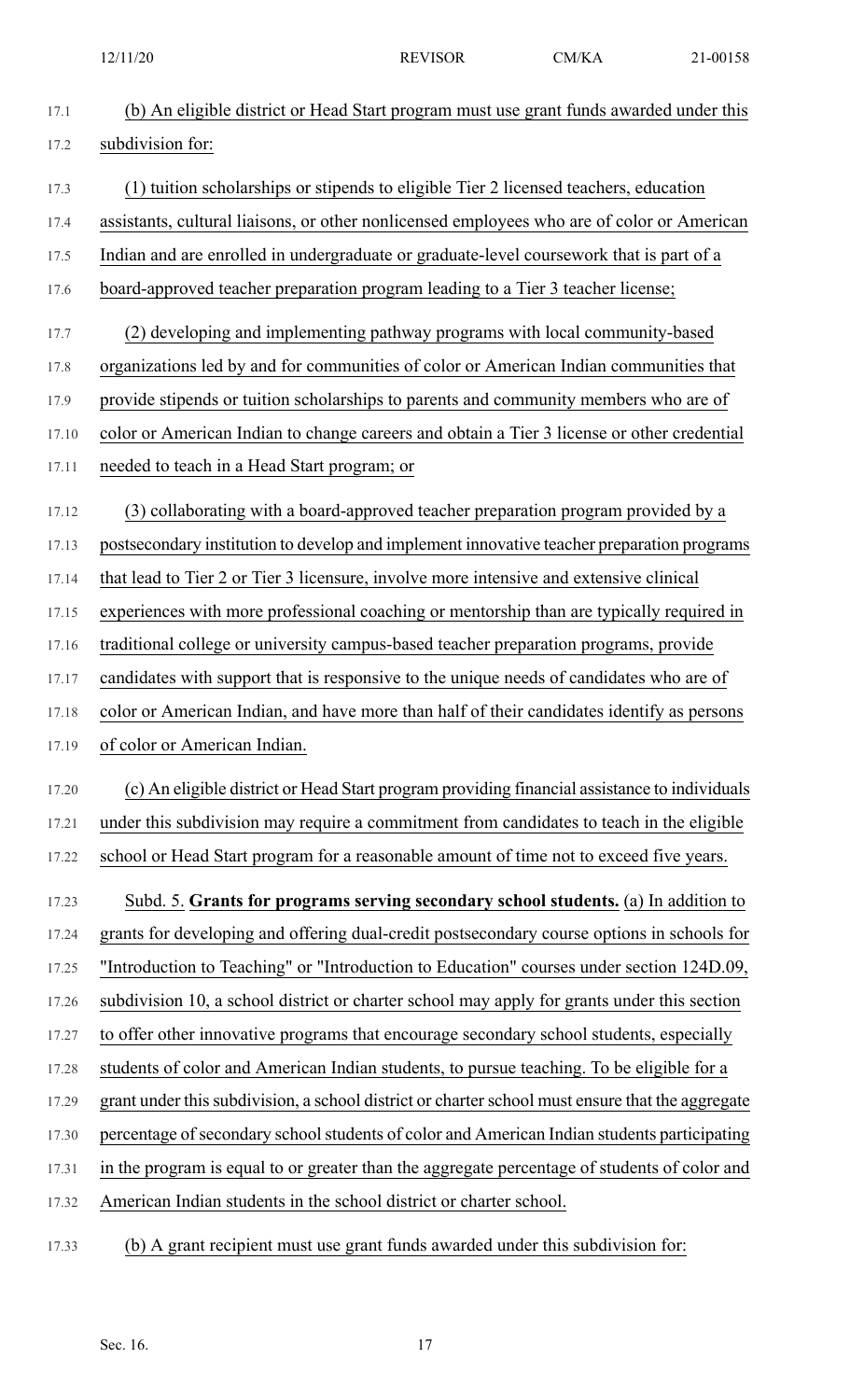(b) An eligible district or Head Start program must use grant funds awarded under this subdivision for:

(1) tuition scholarships or stipends to eligible Tier 2 licensed teachers, education assistants, cultural liaisons, or other nonlicensed employees who are of color or American Indian and are enrolled in undergraduate or graduate-level coursework that is part of a board-approved teacher preparation program leading to a Tier 3 teacher license;

(2) developing and implementing pathway programs with local community-based organizations led by and for communities of color or American Indian communities that provide stipends or tuition scholarships to parents and community members who are of color or American Indian to change careers and obtain a Tier 3 license or other credential needed to teach in a Head Start program; or

(3) collaborating with a board-approved teacher preparation program provided by a postsecondary institution to develop and implement innovative teacher preparation programs that lead to Tier 2 or Tier 3 licensure, involve more intensive and extensive clinical experiences with more professional coaching or mentorship than are typically required in traditional college or university campus-based teacher preparation programs, provide candidates with support that is responsive to the unique needs of candidates who are of color or American Indian, and have more than half of their candidates identify as persons of color or American Indian.

(c) An eligible district or Head Start program providing financial assistance to individuals under this subdivision may require a commitment from candidates to teach in the eligible school or Head Start program for a reasonable amount of time not to exceed five years.

Subd. 5. **Grants for programs serving secondary school students.** (a) In addition to grants for developing and offering dual-credit postsecondary course options in schools for "Introduction to Teaching" or "Introduction to Education" courses under section 124D.09, subdivision 10, a school district or charter school may apply for grants under this section to offer other innovative programs that encourage secondary school students, especially students of color and American Indian students, to pursue teaching. To be eligible for a grant under this subdivision, a school district or charter school must ensure that the aggregate percentage of secondary school students of color and American Indian students participating in the program is equal to or greater than the aggregate percentage of students of color and American Indian students in the school district or charter school.

(b) A grant recipient must use grant funds awarded under this subdivision for: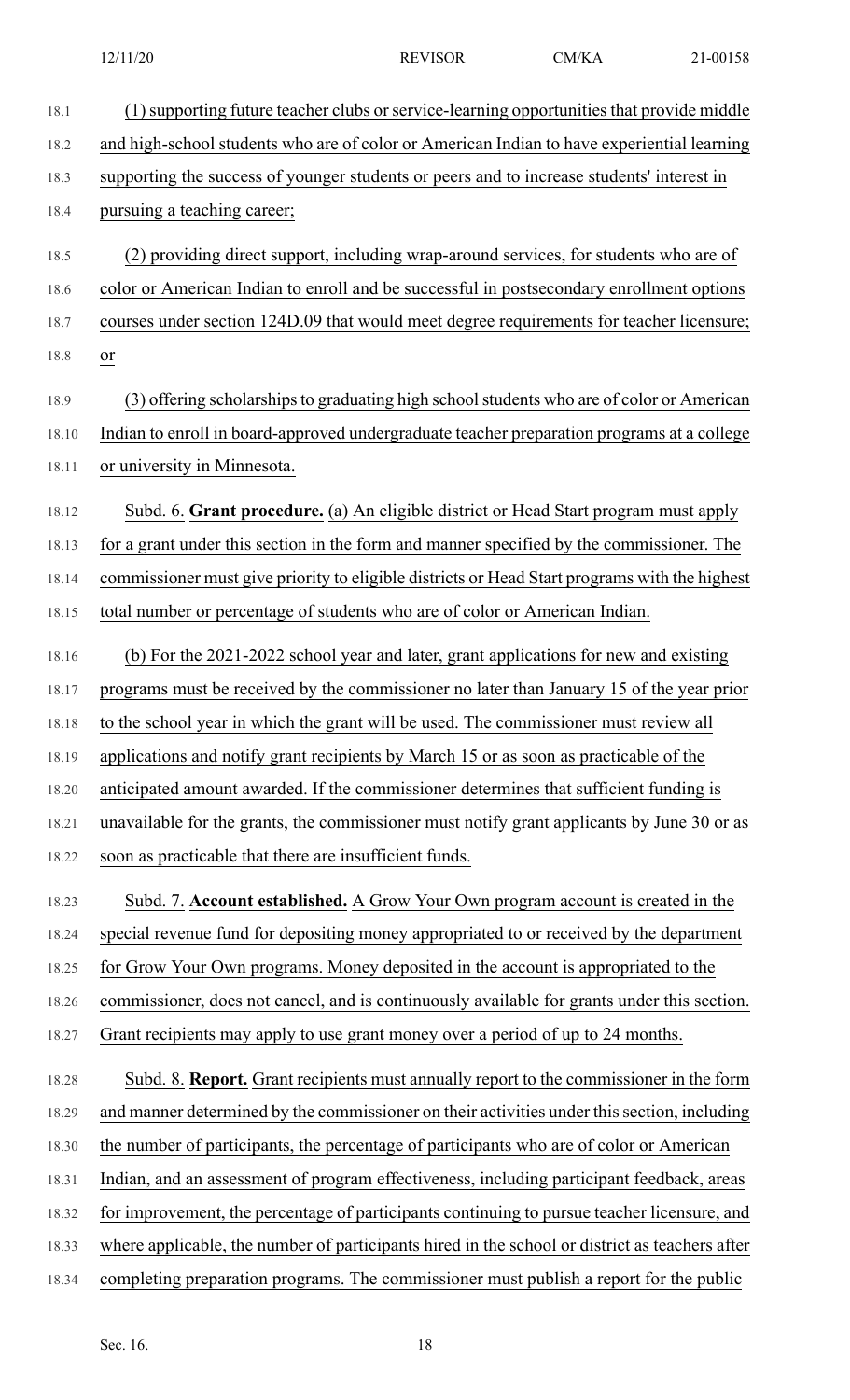(1) supporting future teacher clubs or service-learning opportunities that provide middle and high-school students who are of color or American Indian to have experiential learning supporting the success of younger students or peers and to increase students' interest in pursuing a teaching career;

(2) providing direct support, including wrap-around services, for students who are of color or American Indian to enroll and be successful in postsecondary enrollment options courses under section 124D.09 that would meet degree requirements for teacher licensure; or

(3) offering scholarships to graduating high school students who are of color or American Indian to enroll in board-approved undergraduate teacher preparation programs at a college or university in Minnesota.

Subd. 6. **Grant procedure.** (a) An eligible district or Head Start program must apply for a grant under this section in the form and manner specified by the commissioner. The commissioner must give priority to eligible districts or Head Start programs with the highest total number or percentage of students who are of color or American Indian.

(b) For the 2021-2022 school year and later, grant applications for new and existing programs must be received by the commissioner no later than January 15 of the year prior to the school year in which the grant will be used. The commissioner must review all applications and notify grant recipients by March 15 or as soon as practicable of the anticipated amount awarded. If the commissioner determines that sufficient funding is unavailable for the grants, the commissioner must notify grant applicants by June 30 or as soon as practicable that there are insufficient funds.

Subd. 7. **Account established.** A Grow Your Own program account is created in the special revenue fund for depositing money appropriated to or received by the department for Grow Your Own programs. Money deposited in the account is appropriated to the commissioner, does not cancel, and is continuously available for grants under this section. Grant recipients may apply to use grant money over a period of up to 24 months.

Subd. 8. **Report.** Grant recipients must annually report to the commissioner in the form and manner determined by the commissioner on their activities under this section, including the number of participants, the percentage of participants who are of color or American Indian, and an assessment of program effectiveness, including participant feedback, areas for improvement, the percentage of participants continuing to pursue teacher licensure, and where applicable, the number of participants hired in the school or district as teachers after completing preparation programs. The commissioner must publish a report for the public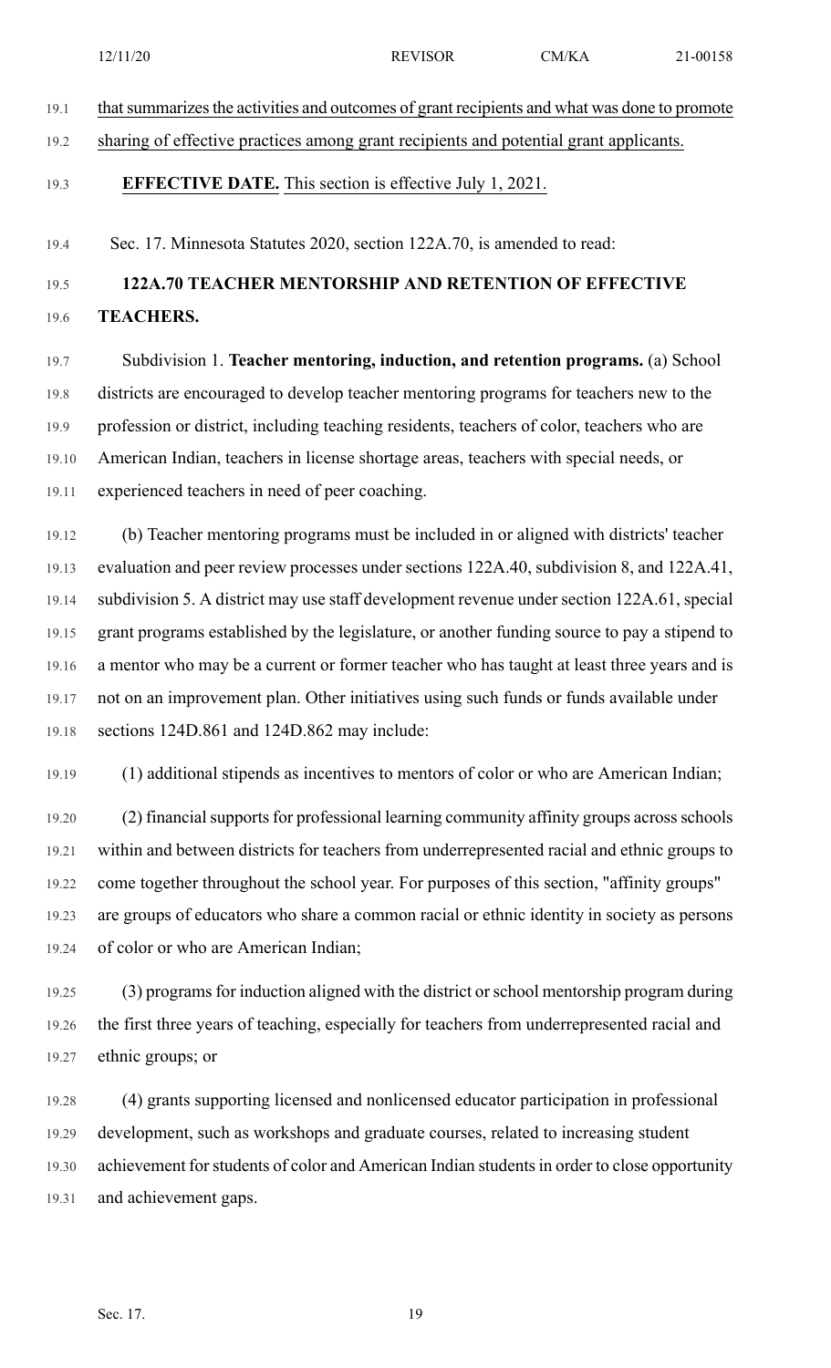that summarizes the activities and outcomes of grant recipients and what was done to promote sharing of effective practices among grant recipients and potential grant applicants.

**EFFECTIVE DATE.** This section is effective July 1, 2021.

Sec. 17. Minnesota Statutes 2020, section 122A.70, is amended to read:

**122A.70 TEACHER MENTORSHIP AND RETENTION OF EFFECTIVE TEACHERS.**

Subdivision 1. **Teacher mentoring, induction, and retention programs.** (a) School districts are encouraged to develop teacher mentoring programs for teachers new to the profession or district, including teaching residents, teachers of color, teachers who are American Indian, teachers in license shortage areas, teachers with special needs, or experienced teachers in need of peer coaching.

(b) Teacher mentoring programs must be included in or aligned with districts' teacher evaluation and peer review processes under sections 122A.40, subdivision 8, and 122A.41, subdivision 5. A district may use staff development revenue under section 122A.61, special grant programs established by the legislature, or another funding source to pay a stipend to a mentor who may be a current or former teacher who has taught at least three years and is not on an improvement plan. Other initiatives using such funds or funds available under sections 124D.861 and 124D.862 may include:

(1) additional stipends as incentives to mentors of color or who are American Indian;

(2) financial supports for professional learning community affinity groups across schools within and between districts for teachers from underrepresented racial and ethnic groups to come together throughout the school year. For purposes of this section, "affinity groups" are groups of educators who share a common racial or ethnic identity in society as persons of color or who are American Indian;

(3) programs for induction aligned with the district or school mentorship program during the first three years of teaching, especially for teachers from underrepresented racial and ethnic groups; or

(4) grants supporting licensed and nonlicensed educator participation in professional development, such as workshops and graduate courses, related to increasing student achievement for students of color and American Indian students in order to close opportunity and achievement gaps.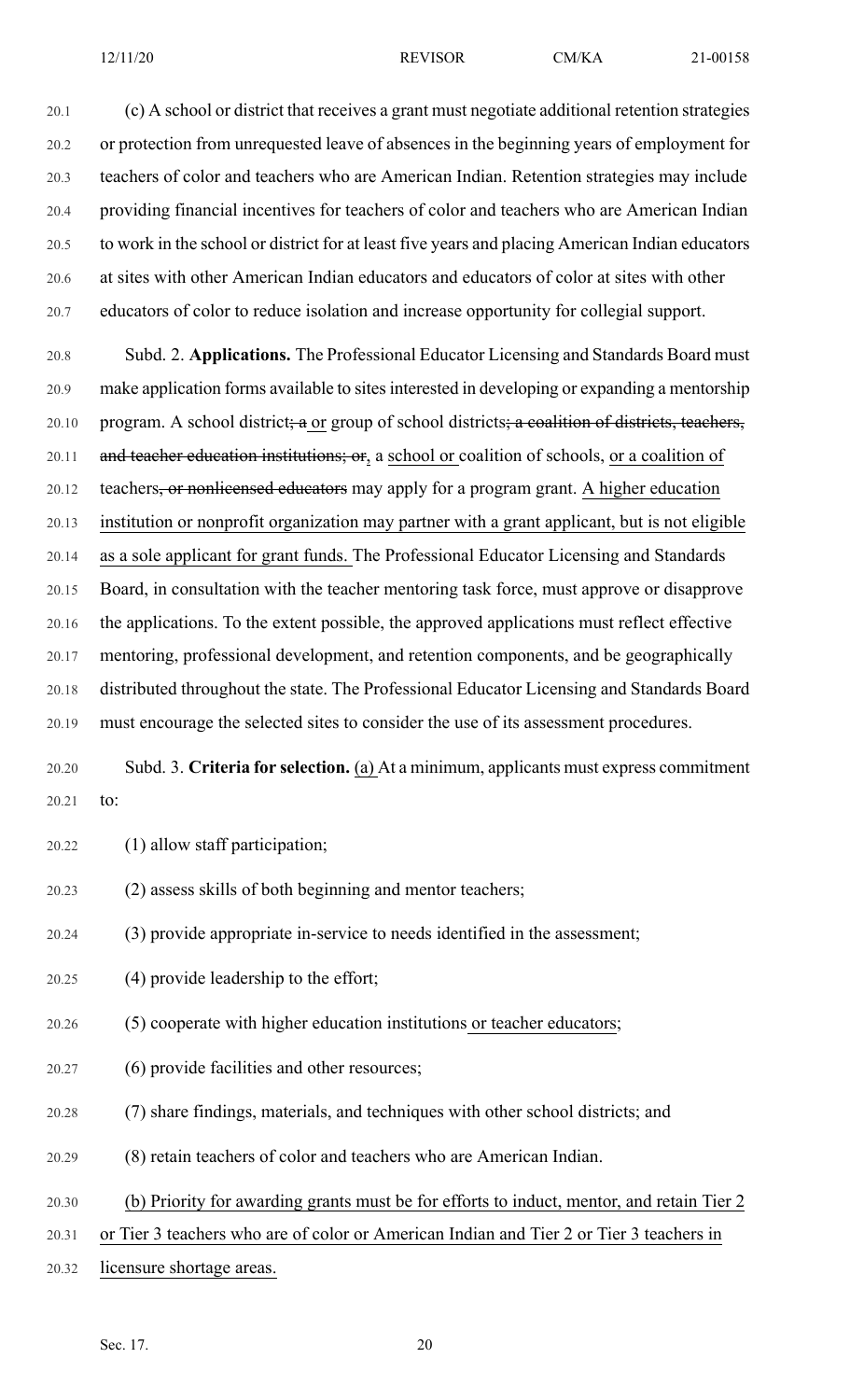(c) A school or district that receives a grant must negotiate additional retention strategies or protection from unrequested leave of absences in the beginning years of employment for teachers of color and teachers who are American Indian. Retention strategies may include providing financial incentives for teachers of color and teachers who are American Indian to work in the school or district for at least five years and placing American Indian educators at sites with other American Indian educators and educators of color at sites with other educators of color to reduce isolation and increase opportunity for collegial support.

Subd. 2. **Applications.** The Professional Educator Licensing and Standards Board must make application forms available to sites interested in developing or expanding a mentorship program. A school district~~; a~~ or group of school districts~~; a coalition of districts, teachers, and teacher education institutions; or~~, a school or coalition of schools, or a coalition of teachers~~, or nonlicensed educators~~ may apply for a program grant. A higher education institution or nonprofit organization may partner with a grant applicant, but is not eligible as a sole applicant for grant funds. The Professional Educator Licensing and Standards Board, in consultation with the teacher mentoring task force, must approve or disapprove the applications. To the extent possible, the approved applications must reflect effective mentoring, professional development, and retention components, and be geographically distributed throughout the state. The Professional Educator Licensing and Standards Board must encourage the selected sites to consider the use of its assessment procedures.

Subd. 3. **Criteria for selection.** (a) At a minimum, applicants must express commitment to:

(1) allow staff participation;

(2) assess skills of both beginning and mentor teachers;

(3) provide appropriate in-service to needs identified in the assessment;

(4) provide leadership to the effort;

(5) cooperate with higher education institutions or teacher educators;

(6) provide facilities and other resources;

(7) share findings, materials, and techniques with other school districts; and

(8) retain teachers of color and teachers who are American Indian.

(b) Priority for awarding grants must be for efforts to induct, mentor, and retain Tier 2 or Tier 3 teachers who are of color or American Indian and Tier 2 or Tier 3 teachers in licensure shortage areas.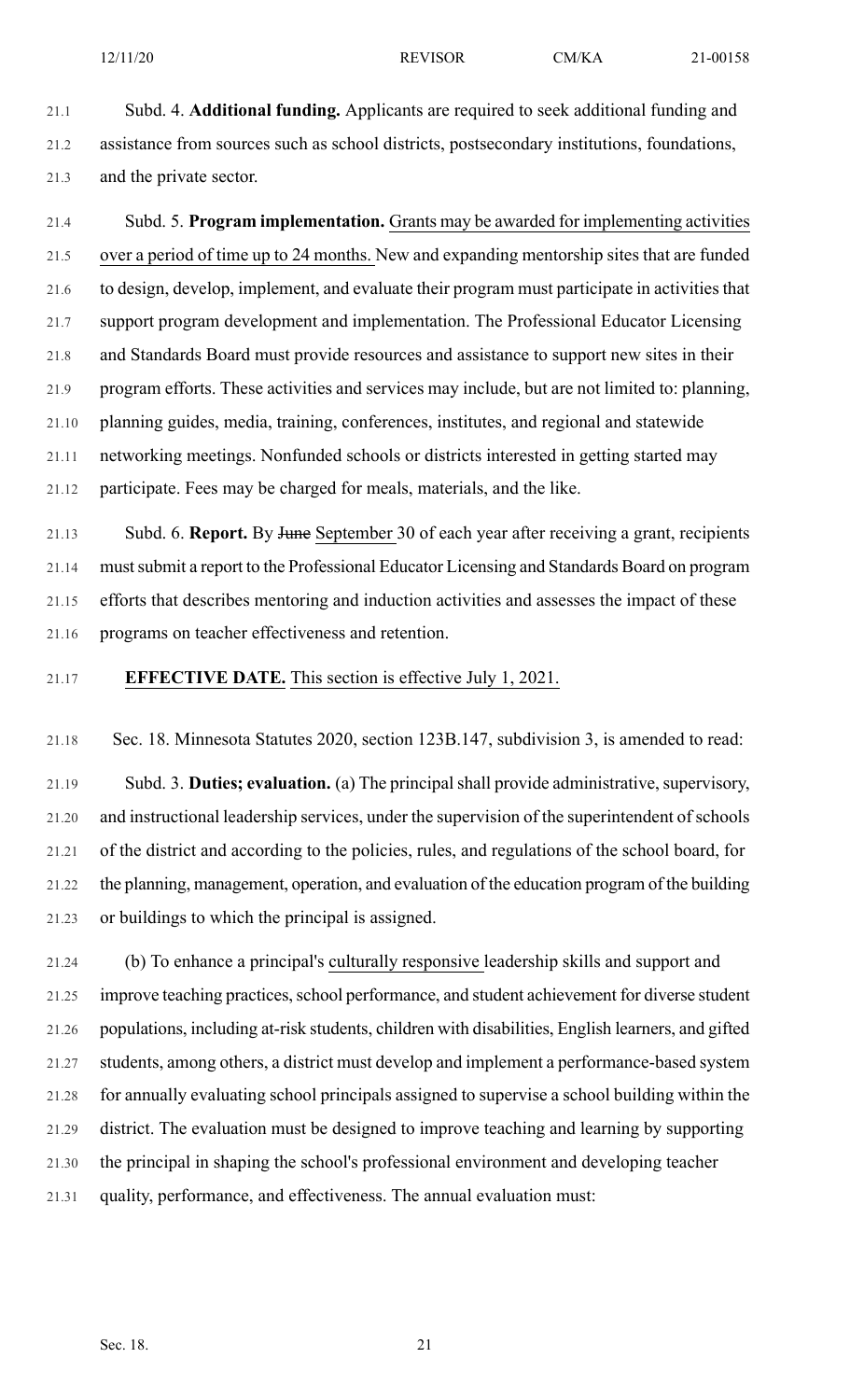Subd. 4. **Additional funding.** Applicants are required to seek additional funding and assistance from sources such as school districts, postsecondary institutions, foundations, and the private sector.

Subd. 5. **Program implementation.** Grants may be awarded for implementing activities over a period of time up to 24 months. New and expanding mentorship sites that are funded to design, develop, implement, and evaluate their program must participate in activities that support program development and implementation. The Professional Educator Licensing and Standards Board must provide resources and assistance to support new sites in their program efforts. These activities and services may include, but are not limited to: planning, planning guides, media, training, conferences, institutes, and regional and statewide networking meetings. Nonfunded schools or districts interested in getting started may participate. Fees may be charged for meals, materials, and the like.

Subd. 6. **Report.** By ~~June~~ September 30 of each year after receiving a grant, recipients must submit a report to the Professional Educator Licensing and Standards Board on program efforts that describes mentoring and induction activities and assesses the impact of these programs on teacher effectiveness and retention.

**EFFECTIVE DATE.** This section is effective July 1, 2021.

Sec. 18. Minnesota Statutes 2020, section 123B.147, subdivision 3, is amended to read:

Subd. 3. **Duties; evaluation.** (a) The principal shall provide administrative, supervisory, and instructional leadership services, under the supervision of the superintendent of schools of the district and according to the policies, rules, and regulations of the school board, for the planning, management, operation, and evaluation of the education program of the building or buildings to which the principal is assigned.

(b) To enhance a principal's culturally responsive leadership skills and support and improve teaching practices, school performance, and student achievement for diverse student populations, including at-risk students, children with disabilities, English learners, and gifted students, among others, a district must develop and implement a performance-based system for annually evaluating school principals assigned to supervise a school building within the district. The evaluation must be designed to improve teaching and learning by supporting the principal in shaping the school's professional environment and developing teacher quality, performance, and effectiveness. The annual evaluation must: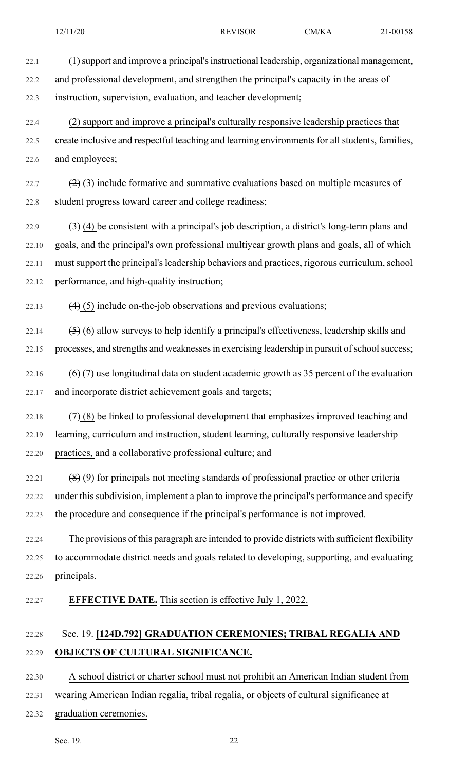(1) support and improve a principal's instructional leadership, organizational management, and professional development, and strengthen the principal's capacity in the areas of instruction, supervision, evaluation, and teacher development;

(2) support and improve a principal's culturally responsive leadership practices that create inclusive and respectful teaching and learning environments for all students, families, and employees;

~~(2)~~ (3) include formative and summative evaluations based on multiple measures of student progress toward career and college readiness;

~~(3)~~ (4) be consistent with a principal's job description, a district's long-term plans and goals, and the principal's own professional multiyear growth plans and goals, all of which must support the principal's leadership behaviors and practices, rigorous curriculum, school performance, and high-quality instruction;

~~(4)~~ (5) include on-the-job observations and previous evaluations;

~~(5)~~ (6) allow surveys to help identify a principal's effectiveness, leadership skills and processes, and strengths and weaknesses in exercising leadership in pursuit of school success;

~~(6)~~ (7) use longitudinal data on student academic growth as 35 percent of the evaluation and incorporate district achievement goals and targets;

~~(7)~~ (8) be linked to professional development that emphasizes improved teaching and learning, curriculum and instruction, student learning, culturally responsive leadership practices, and a collaborative professional culture; and

~~(8)~~ (9) for principals not meeting standards of professional practice or other criteria under this subdivision, implement a plan to improve the principal's performance and specify the procedure and consequence if the principal's performance is not improved.

The provisions of this paragraph are intended to provide districts with sufficient flexibility to accommodate district needs and goals related to developing, supporting, and evaluating principals.

**EFFECTIVE DATE.** This section is effective July 1, 2022.

Sec. 19. **[124D.792] GRADUATION CEREMONIES; TRIBAL REGALIA AND OBJECTS OF CULTURAL SIGNIFICANCE.**

A school district or charter school must not prohibit an American Indian student from wearing American Indian regalia, tribal regalia, or objects of cultural significance at graduation ceremonies.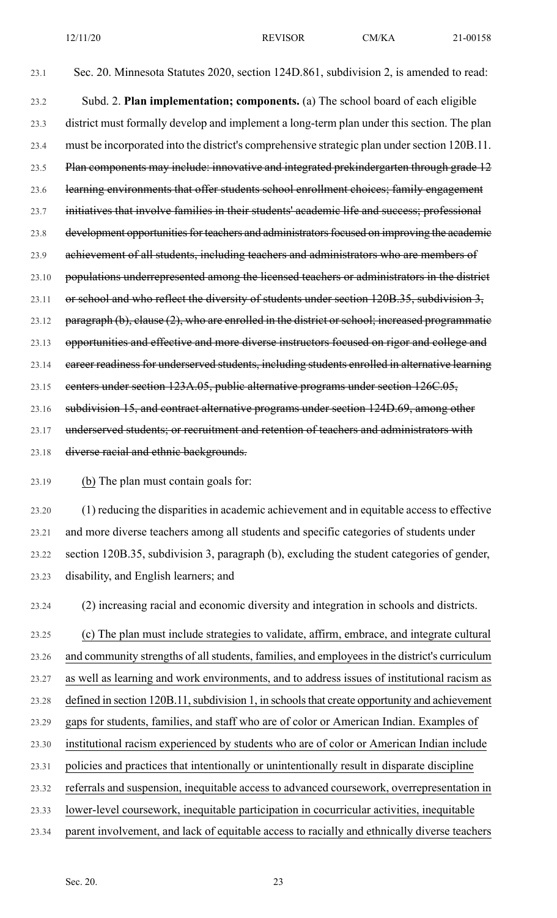Sec. 20. Minnesota Statutes 2020, section 124D.861, subdivision 2, is amended to read:

Subd. 2. **Plan implementation; components.** (a) The school board of each eligible district must formally develop and implement a long-term plan under this section. The plan must be incorporated into the district's comprehensive strategic plan under section 120B.11. ~~Plan components may include: innovative and integrated prekindergarten through grade 12 learning environments that offer students school enrollment choices; family engagement initiatives that involve families in their students' academic life and success; professional development opportunities for teachers and administrators focused on improving the academic achievement of all students, including teachers and administrators who are members of populations underrepresented among the licensed teachers or administrators in the district or school and who reflect the diversity of students under section 120B.35, subdivision 3, paragraph (b), clause (2), who are enrolled in the district or school; increased programmatic opportunities and effective and more diverse instructors focused on rigor and college and career readiness for underserved students, including students enrolled in alternative learning centers under section 123A.05, public alternative programs under section 126C.05, subdivision 15, and contract alternative programs under section 124D.69, among other underserved students; or recruitment and retention of teachers and administrators with diverse racial and ethnic backgrounds.~~

<u>(b)</u> The plan must contain goals for:

(1) reducing the disparities in academic achievement and in equitable access to effective and more diverse teachers among all students and specific categories of students under section 120B.35, subdivision 3, paragraph (b), excluding the student categories of gender, disability, and English learners; and

(2) increasing racial and economic diversity and integration in schools and districts.

<u>(c) The plan must include strategies to validate, affirm, embrace, and integrate cultural and community strengths of all students, families, and employees in the district's curriculum as well as learning and work environments, and to address issues of institutional racism as defined in section 120B.11, subdivision 1, in schools that create opportunity and achievement gaps for students, families, and staff who are of color or American Indian. Examples of institutional racism experienced by students who are of color or American Indian include policies and practices that intentionally or unintentionally result in disparate discipline referrals and suspension, inequitable access to advanced coursework, overrepresentation in lower-level coursework, inequitable participation in cocurricular activities, inequitable parent involvement, and lack of equitable access to racially and ethnically diverse teachers</u>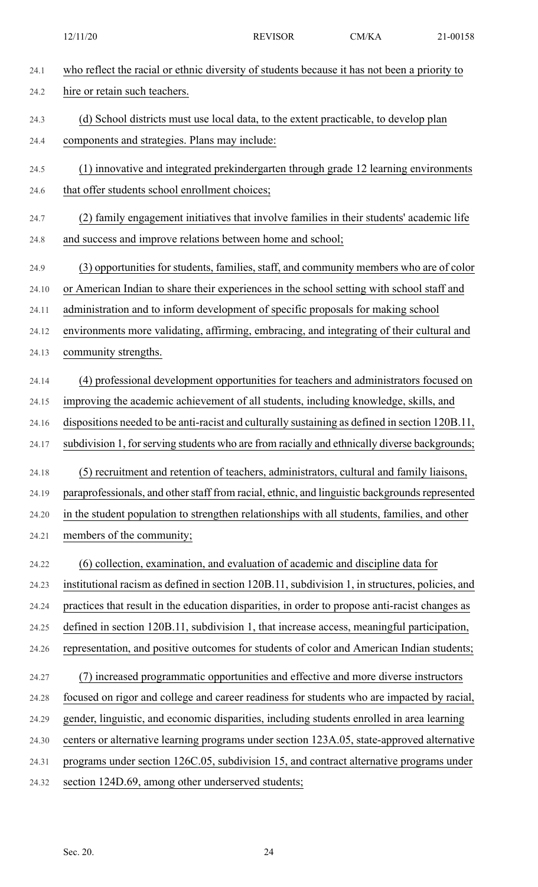who reflect the racial or ethnic diversity of students because it has not been a priority to hire or retain such teachers.

(d) School districts must use local data, to the extent practicable, to develop plan components and strategies. Plans may include:

(1) innovative and integrated prekindergarten through grade 12 learning environments that offer students school enrollment choices;

(2) family engagement initiatives that involve families in their students' academic life and success and improve relations between home and school;

(3) opportunities for students, families, staff, and community members who are of color or American Indian to share their experiences in the school setting with school staff and administration and to inform development of specific proposals for making school environments more validating, affirming, embracing, and integrating of their cultural and community strengths.

(4) professional development opportunities for teachers and administrators focused on improving the academic achievement of all students, including knowledge, skills, and dispositions needed to be anti-racist and culturally sustaining as defined in section 120B.11, subdivision 1, for serving students who are from racially and ethnically diverse backgrounds;

(5) recruitment and retention of teachers, administrators, cultural and family liaisons, paraprofessionals, and other staff from racial, ethnic, and linguistic backgrounds represented in the student population to strengthen relationships with all students, families, and other members of the community;

(6) collection, examination, and evaluation of academic and discipline data for institutional racism as defined in section 120B.11, subdivision 1, in structures, policies, and practices that result in the education disparities, in order to propose anti-racist changes as defined in section 120B.11, subdivision 1, that increase access, meaningful participation, representation, and positive outcomes for students of color and American Indian students;

(7) increased programmatic opportunities and effective and more diverse instructors focused on rigor and college and career readiness for students who are impacted by racial, gender, linguistic, and economic disparities, including students enrolled in area learning centers or alternative learning programs under section 123A.05, state-approved alternative programs under section 126C.05, subdivision 15, and contract alternative programs under section 124D.69, among other underserved students;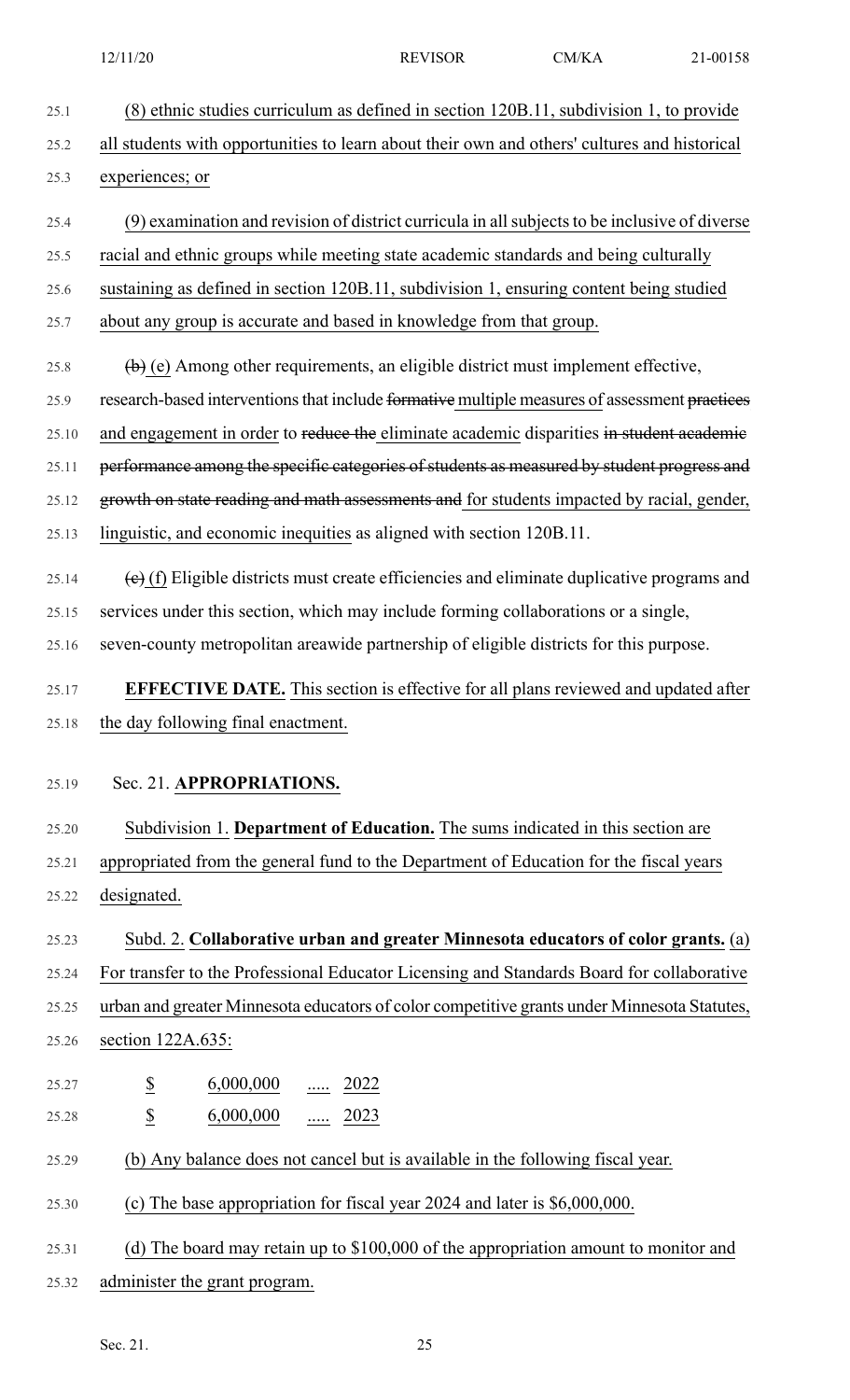(8) ethnic studies curriculum as defined in section 120B.11, subdivision 1, to provide all students with opportunities to learn about their own and others' cultures and historical experiences; or

(9) examination and revision of district curricula in all subjects to be inclusive of diverse racial and ethnic groups while meeting state academic standards and being culturally sustaining as defined in section 120B.11, subdivision 1, ensuring content being studied about any group is accurate and based in knowledge from that group.

~~(b)~~ (e) Among other requirements, an eligible district must implement effective, research-based interventions that include ~~formative~~ multiple measures of assessment ~~practices~~ and engagement in order to ~~reduce the~~ eliminate academic disparities ~~in student academic performance among the specific categories of students as measured by student progress and growth on state reading and math assessments and~~ for students impacted by racial, gender, linguistic, and economic inequities as aligned with section 120B.11.

~~(c)~~ (f) Eligible districts must create efficiencies and eliminate duplicative programs and services under this section, which may include forming collaborations or a single, seven-county metropolitan areawide partnership of eligible districts for this purpose.

**EFFECTIVE DATE.** This section is effective for all plans reviewed and updated after the day following final enactment.

Sec. 21. **APPROPRIATIONS.**

Subdivision 1. **Department of Education.** The sums indicated in this section are appropriated from the general fund to the Department of Education for the fiscal years designated.

Subd. 2. **Collaborative urban and greater Minnesota educators of color grants.** (a) For transfer to the Professional Educator Licensing and Standards Board for collaborative urban and greater Minnesota educators of color competitive grants under Minnesota Statutes, section 122A.635:

| | | | |
|---|---|---|---|
| $ | 6,000,000 | ..... | 2022 |
| $ | 6,000,000 | ..... | 2023 |

(b) Any balance does not cancel but is available in the following fiscal year.

(c) The base appropriation for fiscal year 2024 and later is $6,000,000.

(d) The board may retain up to $100,000 of the appropriation amount to monitor and administer the grant program.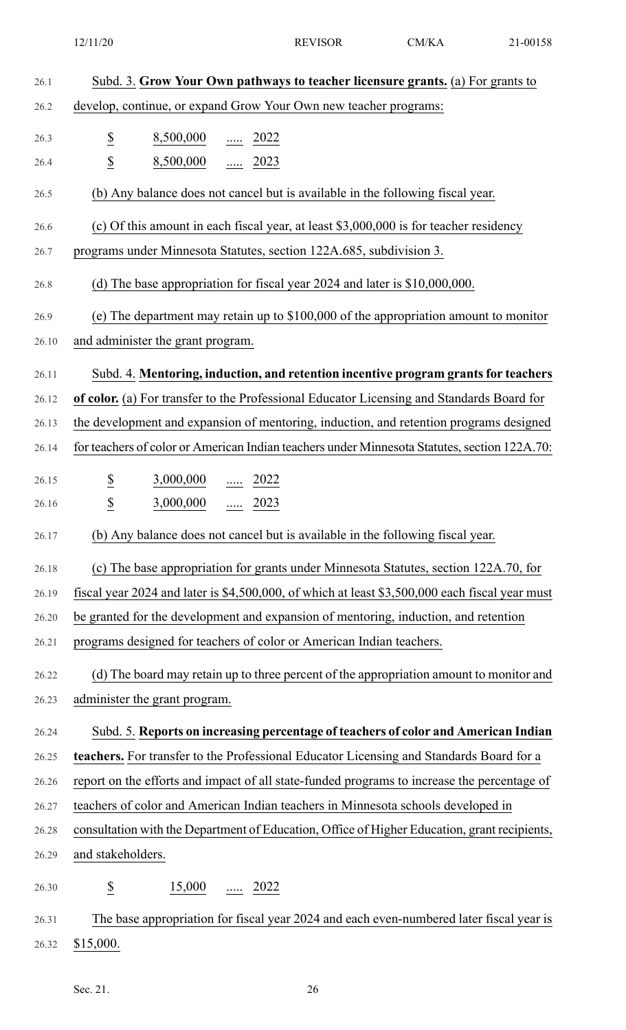Subd. 3. **Grow Your Own pathways to teacher licensure grants.** (a) For grants to develop, continue, or expand Grow Your Own new teacher programs:

$ 8,500,000 ..... 2022
$ 8,500,000 ..... 2023

(b) Any balance does not cancel but is available in the following fiscal year.

(c) Of this amount in each fiscal year, at least $3,000,000 is for teacher residency programs under Minnesota Statutes, section 122A.685, subdivision 3.

(d) The base appropriation for fiscal year 2024 and later is $10,000,000.

(e) The department may retain up to $100,000 of the appropriation amount to monitor and administer the grant program.

Subd. 4. **Mentoring, induction, and retention incentive program grants for teachers of color.** (a) For transfer to the Professional Educator Licensing and Standards Board for the development and expansion of mentoring, induction, and retention programs designed for teachers of color or American Indian teachers under Minnesota Statutes, section 122A.70:

$ 3,000,000 ..... 2022
$ 3,000,000 ..... 2023

(b) Any balance does not cancel but is available in the following fiscal year.

(c) The base appropriation for grants under Minnesota Statutes, section 122A.70, for fiscal year 2024 and later is $4,500,000, of which at least $3,500,000 each fiscal year must be granted for the development and expansion of mentoring, induction, and retention programs designed for teachers of color or American Indian teachers.

(d) The board may retain up to three percent of the appropriation amount to monitor and administer the grant program.

Subd. 5. **Reports on increasing percentage of teachers of color and American Indian teachers.** For transfer to the Professional Educator Licensing and Standards Board for a report on the efforts and impact of all state-funded programs to increase the percentage of teachers of color and American Indian teachers in Minnesota schools developed in consultation with the Department of Education, Office of Higher Education, grant recipients, and stakeholders.

$ 15,000 ..... 2022

The base appropriation for fiscal year 2024 and each even-numbered later fiscal year is $15,000.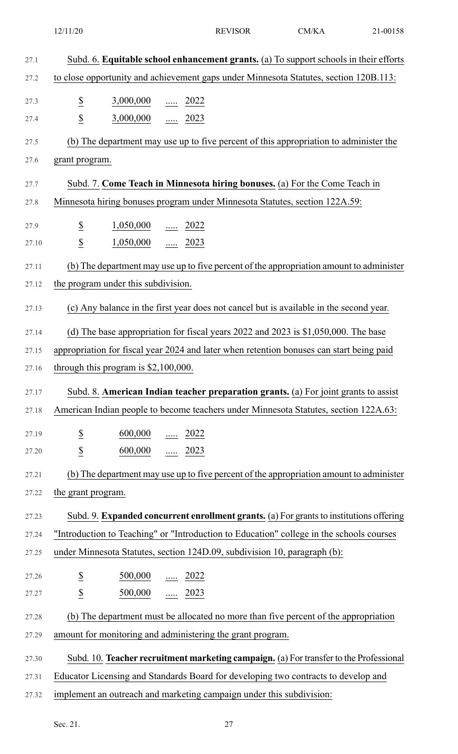Subd. 6. **Equitable school enhancement grants.** (a) To support schools in their efforts to close opportunity and achievement gaps under Minnesota Statutes, section 120B.113:

| | | | |
|---|---|---|---|
| $ | 3,000,000 | ..... | 2022 |
| $ | 3,000,000 | ..... | 2023 |

(b) The department may use up to five percent of this appropriation to administer the grant program.

Subd. 7. **Come Teach in Minnesota hiring bonuses.** (a) For the Come Teach in Minnesota hiring bonuses program under Minnesota Statutes, section 122A.59:

| | | | |
|---|---|---|---|
| $ | 1,050,000 | ..... | 2022 |
| $ | 1,050,000 | ..... | 2023 |

(b) The department may use up to five percent of the appropriation amount to administer the program under this subdivision.

(c) Any balance in the first year does not cancel but is available in the second year.

(d) The base appropriation for fiscal years 2022 and 2023 is $1,050,000. The base appropriation for fiscal year 2024 and later when retention bonuses can start being paid through this program is $2,100,000.

Subd. 8. **American Indian teacher preparation grants.** (a) For joint grants to assist American Indian people to become teachers under Minnesota Statutes, section 122A.63:

| | | | |
|---|---|---|---|
| $ | 600,000 | ..... | 2022 |
| $ | 600,000 | ..... | 2023 |

(b) The department may use up to five percent of the appropriation amount to administer the grant program.

Subd. 9. **Expanded concurrent enrollment grants.** (a) For grants to institutions offering "Introduction to Teaching" or "Introduction to Education" college in the schools courses under Minnesota Statutes, section 124D.09, subdivision 10, paragraph (b):

| | | | |
|---|---|---|---|
| $ | 500,000 | ..... | 2022 |
| $ | 500,000 | ..... | 2023 |

(b) The department must be allocated no more than five percent of the appropriation amount for monitoring and administering the grant program.

Subd. 10. **Teacher recruitment marketing campaign.** (a) For transfer to the Professional Educator Licensing and Standards Board for developing two contracts to develop and implement an outreach and marketing campaign under this subdivision: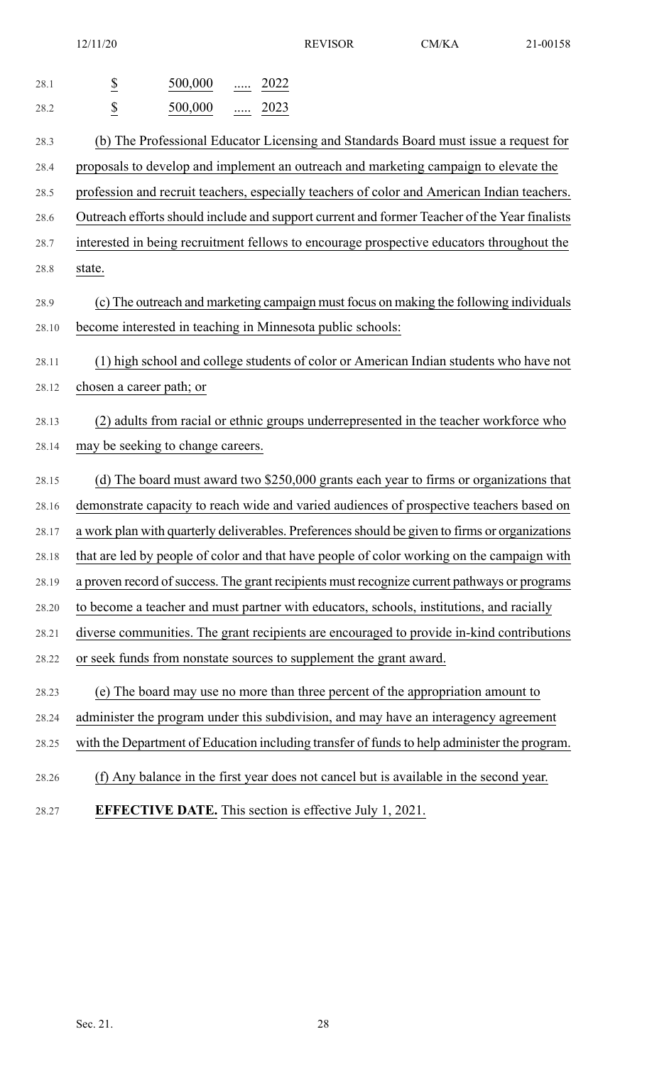| | | | |
|---|---|---|---|
| $ | 500,000 | ..... | 2022 |
| $ | 500,000 | ..... | 2023 |

(b) The Professional Educator Licensing and Standards Board must issue a request for proposals to develop and implement an outreach and marketing campaign to elevate the profession and recruit teachers, especially teachers of color and American Indian teachers. Outreach efforts should include and support current and former Teacher of the Year finalists interested in being recruitment fellows to encourage prospective educators throughout the state.

(c) The outreach and marketing campaign must focus on making the following individuals become interested in teaching in Minnesota public schools:

(1) high school and college students of color or American Indian students who have not chosen a career path; or

(2) adults from racial or ethnic groups underrepresented in the teacher workforce who may be seeking to change careers.

(d) The board must award two $250,000 grants each year to firms or organizations that demonstrate capacity to reach wide and varied audiences of prospective teachers based on a work plan with quarterly deliverables. Preferences should be given to firms or organizations that are led by people of color and that have people of color working on the campaign with a proven record of success. The grant recipients must recognize current pathways or programs to become a teacher and must partner with educators, schools, institutions, and racially diverse communities. The grant recipients are encouraged to provide in-kind contributions or seek funds from nonstate sources to supplement the grant award.

(e) The board may use no more than three percent of the appropriation amount to administer the program under this subdivision, and may have an interagency agreement with the Department of Education including transfer of funds to help administer the program.

(f) Any balance in the first year does not cancel but is available in the second year.

**EFFECTIVE DATE.** This section is effective July 1, 2021.